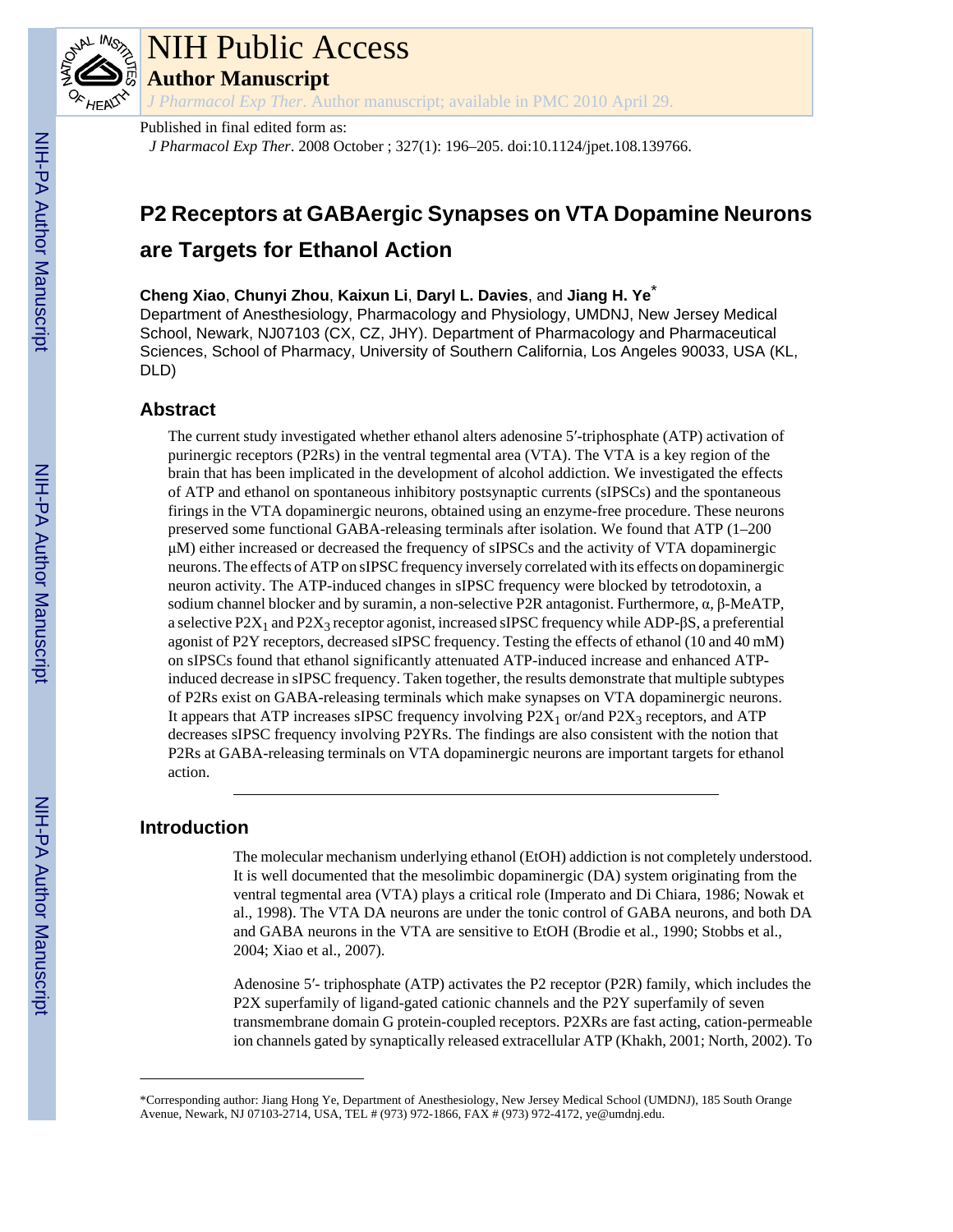NIH Public Access

**Author Manuscript**

*J Pharmacol Exp Ther*. Author manuscript; available in PMC 2010 April 29.

Published in final edited form as:

*J Pharmacol Exp Ther*. 2008 October ; 327(1): 196–205. doi:10.1124/jpet.108.139766.

# P2 Receptors at GABAergic Synapses on VTA Dopamine Neurons are Targets for Ethanol Action

**Cheng Xiao**, **Chunyi Zhou**, **Kaixun Li**, **Daryl L. Davies**, and **Jiang H. Ye***

Department of Anesthesiology, Pharmacology and Physiology, UMDNJ, New Jersey Medical School, Newark, NJ07103 (CX, CZ, JHY). Department of Pharmacology and Pharmaceutical Sciences, School of Pharmacy, University of Southern California, Los Angeles 90033, USA (KL, DLD)

## Abstract

The current study investigated whether ethanol alters adenosine 5′-triphosphate (ATP) activation of purinergic receptors (P2Rs) in the ventral tegmental area (VTA). The VTA is a key region of the brain that has been implicated in the development of alcohol addiction. We investigated the effects of ATP and ethanol on spontaneous inhibitory postsynaptic currents (sIPSCs) and the spontaneous firings in the VTA dopaminergic neurons, obtained using an enzyme-free procedure. These neurons preserved some functional GABA-releasing terminals after isolation. We found that ATP (1–200 μM) either increased or decreased the frequency of sIPSCs and the activity of VTA dopaminergic neurons. The effects of ATP on sIPSC frequency inversely correlated with its effects on dopaminergic neuron activity. The ATP-induced changes in sIPSC frequency were blocked by tetrodotoxin, a sodium channel blocker and by suramin, a non-selective P2R antagonist. Furthermore, α, β-MeATP, a selective $P2X_1$ and $P2X_3$ receptor agonist, increased sIPSC frequency while ADP-βS, a preferential agonist of P2Y receptors, decreased sIPSC frequency. Testing the effects of ethanol (10 and 40 mM) on sIPSCs found that ethanol significantly attenuated ATP-induced increase and enhanced ATP-induced decrease in sIPSC frequency. Taken together, the results demonstrate that multiple subtypes of P2Rs exist on GABA-releasing terminals which make synapses on VTA dopaminergic neurons. It appears that ATP increases sIPSC frequency involving $P2X_1$ or/and $P2X_3$ receptors, and ATP decreases sIPSC frequency involving P2YRs. The findings are also consistent with the notion that P2Rs at GABA-releasing terminals on VTA dopaminergic neurons are important targets for ethanol action.

## Introduction

The molecular mechanism underlying ethanol (EtOH) addiction is not completely understood. It is well documented that the mesolimbic dopaminergic (DA) system originating from the ventral tegmental area (VTA) plays a critical role (Imperato and Di Chiara, 1986; Nowak et al., 1998). The VTA DA neurons are under the tonic control of GABA neurons, and both DA and GABA neurons in the VTA are sensitive to EtOH (Brodie et al., 1990; Stobbs et al., 2004; Xiao et al., 2007).

Adenosine 5′- triphosphate (ATP) activates the P2 receptor (P2R) family, which includes the P2X superfamily of ligand-gated cationic channels and the P2Y superfamily of seven transmembrane domain G protein-coupled receptors. P2XRs are fast acting, cation-permeable ion channels gated by synaptically released extracellular ATP (Khakh, 2001; North, 2002). To

*Corresponding author: Jiang Hong Ye, Department of Anesthesiology, New Jersey Medical School (UMDNJ), 185 South Orange Avenue, Newark, NJ 07103-2714, USA, TEL # (973) 972-1866, FAX # (973) 972-4172, ye@umdnj.edu.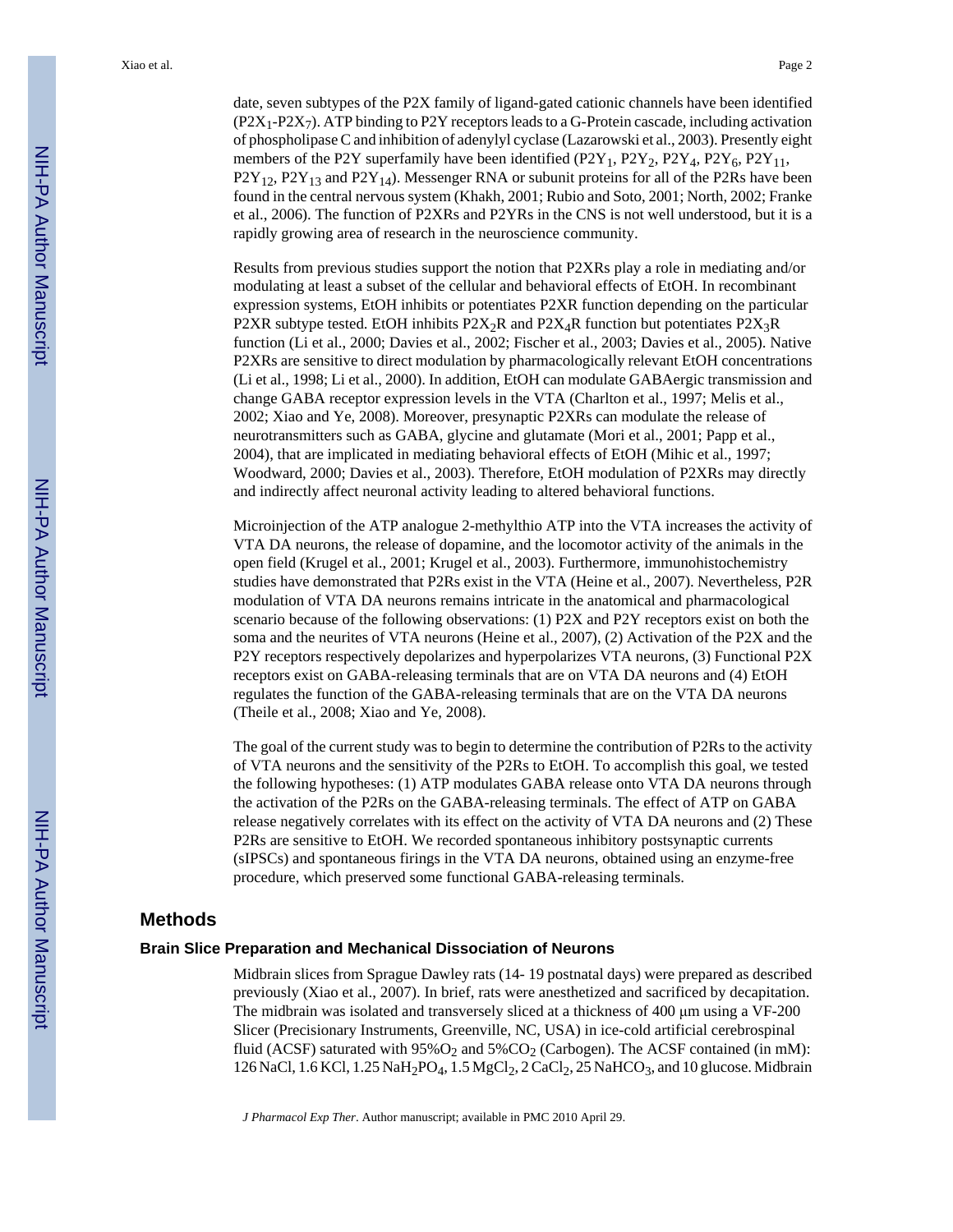date, seven subtypes of the P2X family of ligand-gated cationic channels have been identified ($P2X_1$-$P2X_7$). ATP binding to P2Y receptors leads to a G-Protein cascade, including activation of phospholipase C and inhibition of adenylyl cyclase (Lazarowski et al., 2003). Presently eight members of the P2Y superfamily have been identified ($P2Y_1$, $P2Y_2$, $P2Y_4$, $P2Y_6$, $P2Y_{11}$, $P2Y_{12}$, $P2Y_{13}$ and $P2Y_{14}$). Messenger RNA or subunit proteins for all of the P2Rs have been found in the central nervous system (Khakh, 2001; Rubio and Soto, 2001; North, 2002; Franke et al., 2006). The function of P2XRs and P2YRs in the CNS is not well understood, but it is a rapidly growing area of research in the neuroscience community.

Results from previous studies support the notion that P2XRs play a role in mediating and/or modulating at least a subset of the cellular and behavioral effects of EtOH. In recombinant expression systems, EtOH inhibits or potentiates P2XR function depending on the particular P2XR subtype tested. EtOH inhibits $P2X_2R$ and $P2X_4R$ function but potentiates $P2X_3R$ function (Li et al., 2000; Davies et al., 2002; Fischer et al., 2003; Davies et al., 2005). Native P2XRs are sensitive to direct modulation by pharmacologically relevant EtOH concentrations (Li et al., 1998; Li et al., 2000). In addition, EtOH can modulate GABAergic transmission and change GABA receptor expression levels in the VTA (Charlton et al., 1997; Melis et al., 2002; Xiao and Ye, 2008). Moreover, presynaptic P2XRs can modulate the release of neurotransmitters such as GABA, glycine and glutamate (Mori et al., 2001; Papp et al., 2004), that are implicated in mediating behavioral effects of EtOH (Mihic et al., 1997; Woodward, 2000; Davies et al., 2003). Therefore, EtOH modulation of P2XRs may directly and indirectly affect neuronal activity leading to altered behavioral functions.

Microinjection of the ATP analogue 2-methylthio ATP into the VTA increases the activity of VTA DA neurons, the release of dopamine, and the locomotor activity of the animals in the open field (Krugel et al., 2001; Krugel et al., 2003). Furthermore, immunohistochemistry studies have demonstrated that P2Rs exist in the VTA (Heine et al., 2007). Nevertheless, P2R modulation of VTA DA neurons remains intricate in the anatomical and pharmacological scenario because of the following observations: (1) P2X and P2Y receptors exist on both the soma and the neurites of VTA neurons (Heine et al., 2007), (2) Activation of the P2X and the P2Y receptors respectively depolarizes and hyperpolarizes VTA neurons, (3) Functional P2X receptors exist on GABA-releasing terminals that are on VTA DA neurons and (4) EtOH regulates the function of the GABA-releasing terminals that are on the VTA DA neurons (Theile et al., 2008; Xiao and Ye, 2008).

The goal of the current study was to begin to determine the contribution of P2Rs to the activity of VTA neurons and the sensitivity of the P2Rs to EtOH. To accomplish this goal, we tested the following hypotheses: (1) ATP modulates GABA release onto VTA DA neurons through the activation of the P2Rs on the GABA-releasing terminals. The effect of ATP on GABA release negatively correlates with its effect on the activity of VTA DA neurons and (2) These P2Rs are sensitive to EtOH. We recorded spontaneous inhibitory postsynaptic currents (sIPSCs) and spontaneous firings in the VTA DA neurons, obtained using an enzyme-free procedure, which preserved some functional GABA-releasing terminals.

## Methods

### Brain Slice Preparation and Mechanical Dissociation of Neurons

Midbrain slices from Sprague Dawley rats (14- 19 postnatal days) were prepared as described previously (Xiao et al., 2007). In brief, rats were anesthetized and sacrificed by decapitation. The midbrain was isolated and transversely sliced at a thickness of 400 μm using a VF-200 Slicer (Precisionary Instruments, Greenville, NC, USA) in ice-cold artificial cerebrospinal fluid (ACSF) saturated with 95%$O_2$ and 5%$CO_2$ (Carbogen). The ACSF contained (in mM): 126 NaCl, 1.6 KCl, 1.25 $NaH_2PO_4$, 1.5 $MgCl_2$, 2 $CaCl_2$, 25 $NaHCO_3$, and 10 glucose. Midbrain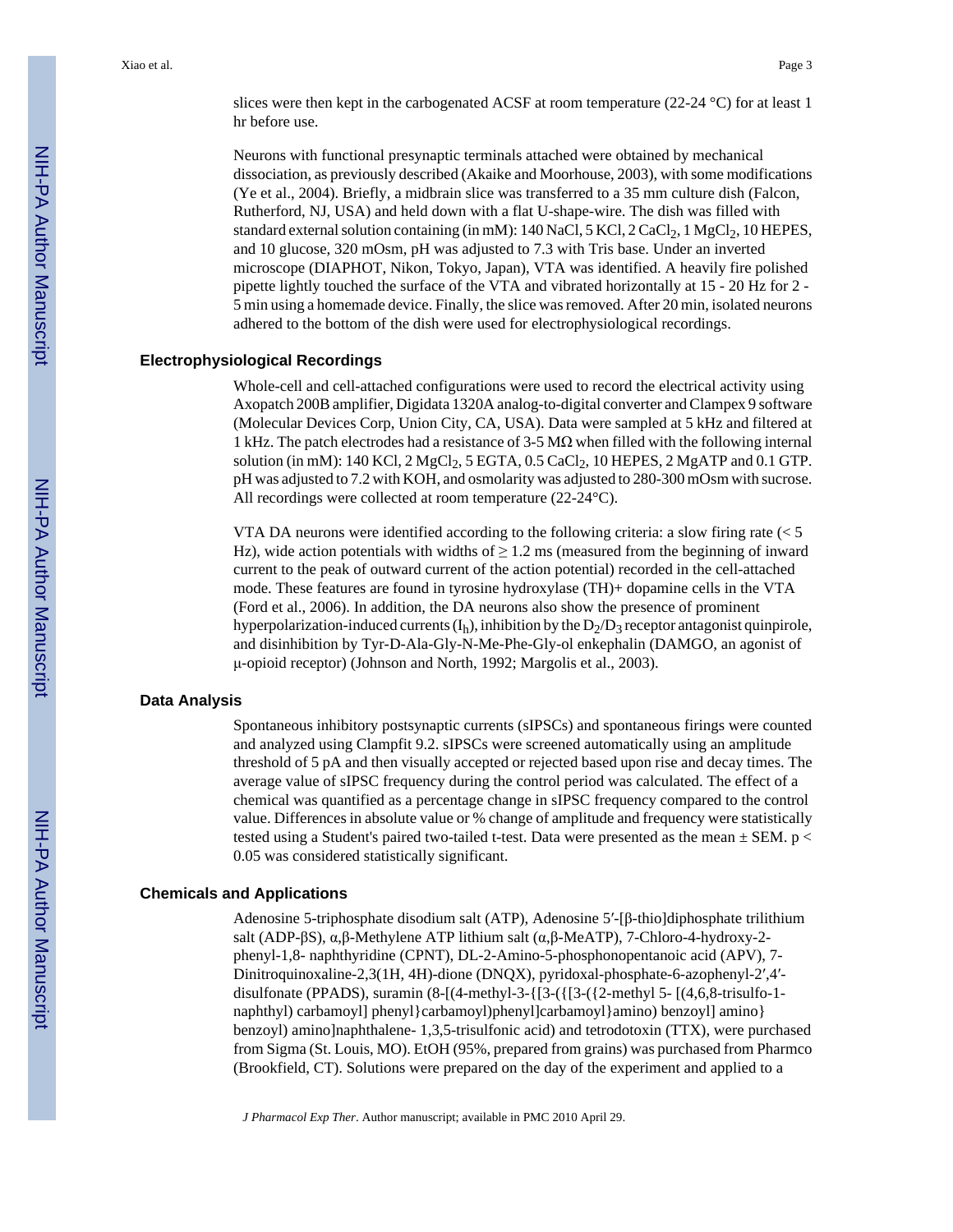slices were then kept in the carbogenated ACSF at room temperature (22-24 °C) for at least 1 hr before use.

Neurons with functional presynaptic terminals attached were obtained by mechanical dissociation, as previously described (Akaike and Moorhouse, 2003), with some modifications (Ye et al., 2004). Briefly, a midbrain slice was transferred to a 35 mm culture dish (Falcon, Rutherford, NJ, USA) and held down with a flat U-shape-wire. The dish was filled with standard external solution containing (in mM): 140 NaCl, 5 KCl, 2 $CaCl_2$, 1 $MgCl_2$, 10 HEPES, and 10 glucose, 320 mOsm, pH was adjusted to 7.3 with Tris base. Under an inverted microscope (DIAPHOT, Nikon, Tokyo, Japan), VTA was identified. A heavily fire polished pipette lightly touched the surface of the VTA and vibrated horizontally at 15 - 20 Hz for 2 - 5 min using a homemade device. Finally, the slice was removed. After 20 min, isolated neurons adhered to the bottom of the dish were used for electrophysiological recordings.

## Electrophysiological Recordings

Whole-cell and cell-attached configurations were used to record the electrical activity using Axopatch 200B amplifier, Digidata 1320A analog-to-digital converter and Clampex 9 software (Molecular Devices Corp, Union City, CA, USA). Data were sampled at 5 kHz and filtered at 1 kHz. The patch electrodes had a resistance of 3-5 MΩ when filled with the following internal solution (in mM): 140 KCl, 2 $MgCl_2$, 5 EGTA, 0.5 $CaCl_2$, 10 HEPES, 2 MgATP and 0.1 GTP. pH was adjusted to 7.2 with KOH, and osmolarity was adjusted to 280-300 mOsm with sucrose. All recordings were collected at room temperature (22-24°C).

VTA DA neurons were identified according to the following criteria: a slow firing rate (< 5 Hz), wide action potentials with widths of ≥ 1.2 ms (measured from the beginning of inward current to the peak of outward current of the action potential) recorded in the cell-attached mode. These features are found in tyrosine hydroxylase (TH)+ dopamine cells in the VTA (Ford et al., 2006). In addition, the DA neurons also show the presence of prominent hyperpolarization-induced currents ($I_h$), inhibition by the $D_2/D_3$ receptor antagonist quinpirole, and disinhibition by Tyr-D-Ala-Gly-N-Me-Phe-Gly-ol enkephalin (DAMGO, an agonist of μ-opioid receptor) (Johnson and North, 1992; Margolis et al., 2003).

## Data Analysis

Spontaneous inhibitory postsynaptic currents (sIPSCs) and spontaneous firings were counted and analyzed using Clampfit 9.2. sIPSCs were screened automatically using an amplitude threshold of 5 pA and then visually accepted or rejected based upon rise and decay times. The average value of sIPSC frequency during the control period was calculated. The effect of a chemical was quantified as a percentage change in sIPSC frequency compared to the control value. Differences in absolute value or % change of amplitude and frequency were statistically tested using a Student's paired two-tailed t-test. Data were presented as the mean ± SEM. $p < 0.05$ was considered statistically significant.

## Chemicals and Applications

Adenosine 5-triphosphate disodium salt (ATP), Adenosine 5′-[β-thio]diphosphate trilithium salt (ADP-βS), α,β-Methylene ATP lithium salt (α,β-MeATP), 7-Chloro-4-hydroxy-2-phenyl-1,8- naphthyridine (CPNT), DL-2-Amino-5-phosphonopentanoic acid (APV), 7-Dinitroquinoxaline-2,3(1H, 4H)-dione (DNQX), pyridoxal-phosphate-6-azophenyl-2′,4′-disulfonate (PPADS), suramin (8-[(4-methyl-3-{[3-({[3-({2-methyl 5- [(4,6,8-trisulfo-1-naphthyl) carbamoyl] phenyl}carbamoyl)phenyl]carbamoyl}amino) benzoyl] amino} benzoyl) amino]naphthalene- 1,3,5-trisulfonic acid) and tetrodotoxin (TTX), were purchased from Sigma (St. Louis, MO). EtOH (95%, prepared from grains) was purchased from Pharmco (Brookfield, CT). Solutions were prepared on the day of the experiment and applied to a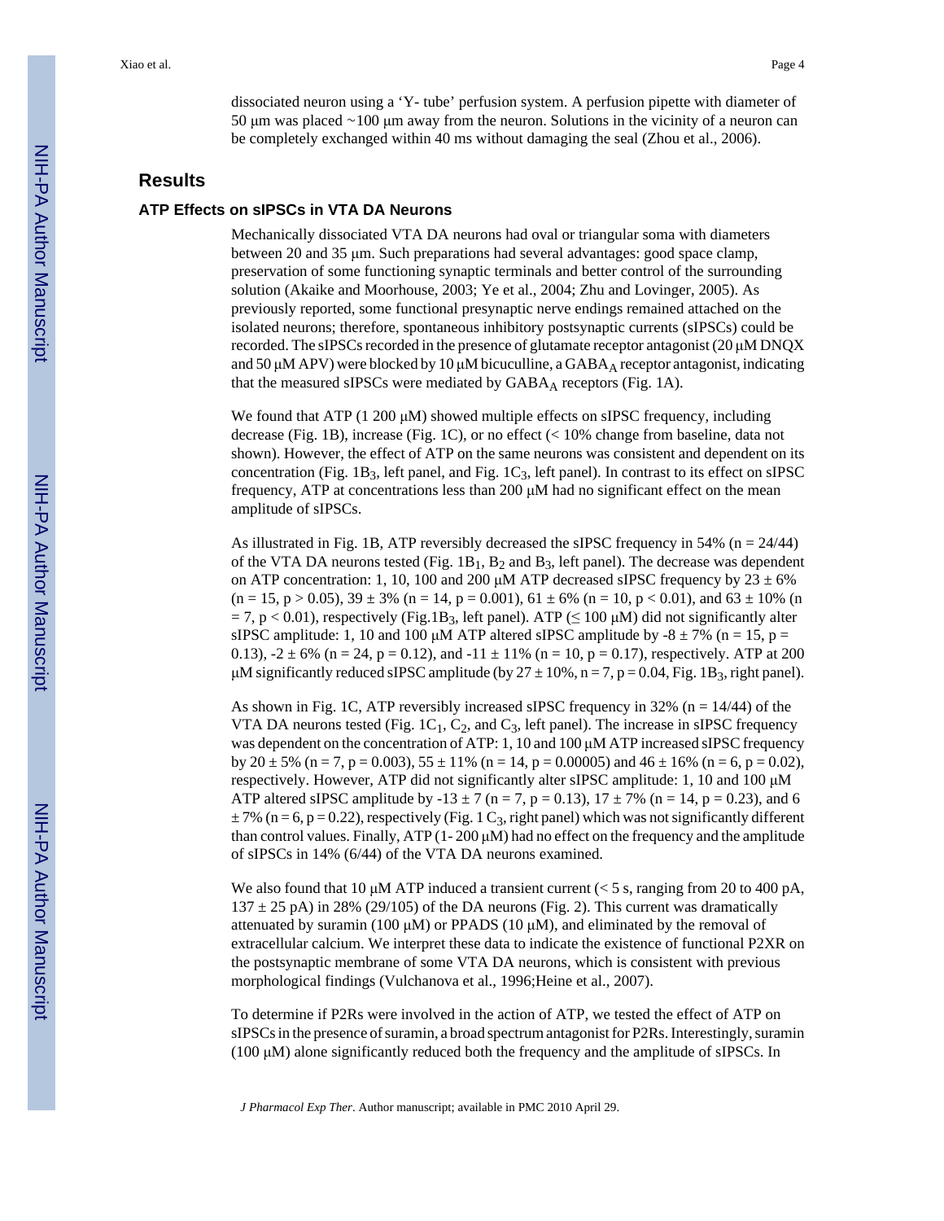dissociated neuron using a 'Y- tube' perfusion system. A perfusion pipette with diameter of 50 μm was placed ~100 μm away from the neuron. Solutions in the vicinity of a neuron can be completely exchanged within 40 ms without damaging the seal (Zhou et al., 2006).

## Results

### ATP Effects on sIPSCs in VTA DA Neurons

Mechanically dissociated VTA DA neurons had oval or triangular soma with diameters between 20 and 35 μm. Such preparations had several advantages: good space clamp, preservation of some functioning synaptic terminals and better control of the surrounding solution (Akaike and Moorhouse, 2003; Ye et al., 2004; Zhu and Lovinger, 2005). As previously reported, some functional presynaptic nerve endings remained attached on the isolated neurons; therefore, spontaneous inhibitory postsynaptic currents (sIPSCs) could be recorded. The sIPSCs recorded in the presence of glutamate receptor antagonist (20 μM DNQX and 50 μM APV) were blocked by 10 μM bicuculline, a $GABA_A$ receptor antagonist, indicating that the measured sIPSCs were mediated by $GABA_A$ receptors (Fig. 1A).

We found that ATP (1 200 μM) showed multiple effects on sIPSC frequency, including decrease (Fig. 1B), increase (Fig. 1C), or no effect (< 10% change from baseline, data not shown). However, the effect of ATP on the same neurons was consistent and dependent on its concentration (Fig. $1B_3$, left panel, and Fig. $1C_3$, left panel). In contrast to its effect on sIPSC frequency, ATP at concentrations less than 200 μM had no significant effect on the mean amplitude of sIPSCs.

As illustrated in Fig. 1B, ATP reversibly decreased the sIPSC frequency in 54% (n = 24/44) of the VTA DA neurons tested (Fig. $1B_1$, $B_2$ and $B_3$, left panel). The decrease was dependent on ATP concentration: 1, 10, 100 and 200 μM ATP decreased sIPSC frequency by 23 ± 6% (n = 15, $p > 0.05$), 39 ± 3% (n = 14, p = 0.001), 61 ± 6% (n = 10, $p < 0.01$), and 63 ± 10% (n = 7, $p < 0.01$), respectively (Fig.$1B_3$, left panel). ATP (≤ 100 μM) did not significantly alter sIPSC amplitude: 1, 10 and 100 μM ATP altered sIPSC amplitude by -8 ± 7% (n = 15, p = 0.13), -2 ± 6% (n = 24, p = 0.12), and -11 ± 11% (n = 10, p = 0.17), respectively. ATP at 200 μM significantly reduced sIPSC amplitude (by 27 ± 10%, n = 7, p = 0.04, Fig. $1B_3$, right panel).

As shown in Fig. 1C, ATP reversibly increased sIPSC frequency in 32% (n = 14/44) of the VTA DA neurons tested (Fig. $1C_1$, $C_2$, and $C_3$, left panel). The increase in sIPSC frequency was dependent on the concentration of ATP: 1, 10 and 100 μM ATP increased sIPSC frequency by 20 ± 5% (n = 7, p = 0.003), 55 ± 11% (n = 14, p = 0.00005) and 46 ± 16% (n = 6, p = 0.02), respectively. However, ATP did not significantly alter sIPSC amplitude: 1, 10 and 100 μM ATP altered sIPSC amplitude by -13 ± 7 (n = 7, p = 0.13), 17 ± 7% (n = 14, p = 0.23), and 6 ± 7% (n = 6, p = 0.22), respectively (Fig. 1 $C_3$, right panel) which was not significantly different than control values. Finally, ATP (1- 200 μM) had no effect on the frequency and the amplitude of sIPSCs in 14% (6/44) of the VTA DA neurons examined.

We also found that 10 μM ATP induced a transient current (< 5 s, ranging from 20 to 400 pA, 137 ± 25 pA) in 28% (29/105) of the DA neurons (Fig. 2). This current was dramatically attenuated by suramin (100 μM) or PPADS (10 μM), and eliminated by the removal of extracellular calcium. We interpret these data to indicate the existence of functional P2XR on the postsynaptic membrane of some VTA DA neurons, which is consistent with previous morphological findings (Vulchanova et al., 1996;Heine et al., 2007).

To determine if P2Rs were involved in the action of ATP, we tested the effect of ATP on sIPSCs in the presence of suramin, a broad spectrum antagonist for P2Rs. Interestingly, suramin (100 μM) alone significantly reduced both the frequency and the amplitude of sIPSCs. In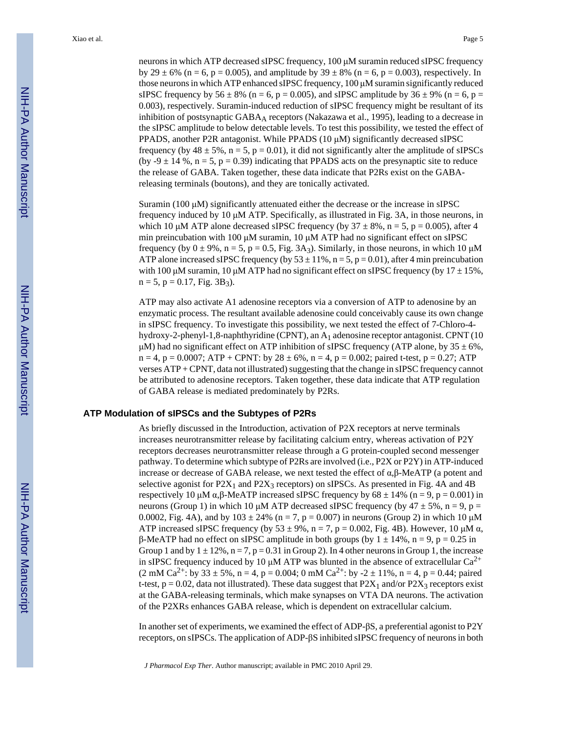neurons in which ATP decreased sIPSC frequency, 100 μM suramin reduced sIPSC frequency by 29 ± 6% (n = 6, p = 0.005), and amplitude by 39 ± 8% (n = 6, p = 0.003), respectively. In those neurons in which ATP enhanced sIPSC frequency, 100 μM suramin significantly reduced sIPSC frequency by 56 ± 8% (n = 6, p = 0.005), and sIPSC amplitude by 36 ± 9% (n = 6, p = 0.003), respectively. Suramin-induced reduction of sIPSC frequency might be resultant of its inhibition of postsynaptic $GABA_A$ receptors (Nakazawa et al., 1995), leading to a decrease in the sIPSC amplitude to below detectable levels. To test this possibility, we tested the effect of PPADS, another P2R antagonist. While PPADS (10 μM) significantly decreased sIPSC frequency (by 48 ± 5%, n = 5, p = 0.01), it did not significantly alter the amplitude of sIPSCs (by -9 ± 14 %, n = 5, p = 0.39) indicating that PPADS acts on the presynaptic site to reduce the release of GABA. Taken together, these data indicate that P2Rs exist on the GABA-releasing terminals (boutons), and they are tonically activated.

Suramin (100 μM) significantly attenuated either the decrease or the increase in sIPSC frequency induced by 10 μM ATP. Specifically, as illustrated in Fig. 3A, in those neurons, in which 10 μM ATP alone decreased sIPSC frequency (by 37 ± 8%, n = 5, p = 0.005), after 4 min preincubation with 100 μM suramin, 10 μM ATP had no significant effect on sIPSC frequency (by 0 ± 9%, n = 5, p = 0.5, Fig. $3A_3$). Similarly, in those neurons, in which 10 μM ATP alone increased sIPSC frequency (by 53 ± 11%, n = 5, p = 0.01), after 4 min preincubation with 100 μM suramin, 10 μM ATP had no significant effect on sIPSC frequency (by 17 ± 15%, n = 5, p = 0.17, Fig. $3B_3$).

ATP may also activate A1 adenosine receptors via a conversion of ATP to adenosine by an enzymatic process. The resultant available adenosine could conceivably cause its own change in sIPSC frequency. To investigate this possibility, we next tested the effect of 7-Chloro-4-hydroxy-2-phenyl-1,8-naphthyridine (CPNT), an $A_1$ adenosine receptor antagonist. CPNT (10 μM) had no significant effect on ATP inhibition of sIPSC frequency (ATP alone, by 35 ± 6%, n = 4, p = 0.0007; ATP + CPNT: by 28 ± 6%, n = 4, p = 0.002; paired t-test, p = 0.27; ATP verses ATP + CPNT, data not illustrated) suggesting that the change in sIPSC frequency cannot be attributed to adenosine receptors. Taken together, these data indicate that ATP regulation of GABA release is mediated predominately by P2Rs.

### ATP Modulation of sIPSCs and the Subtypes of P2Rs

As briefly discussed in the Introduction, activation of P2X receptors at nerve terminals increases neurotransmitter release by facilitating calcium entry, whereas activation of P2Y receptors decreases neurotransmitter release through a G protein-coupled second messenger pathway. To determine which subtype of P2Rs are involved (i.e., P2X or P2Y) in ATP-induced increase or decrease of GABA release, we next tested the effect of α,β-MeATP (a potent and selective agonist for $P2X_1$ and $P2X_3$ receptors) on sIPSCs. As presented in Fig. 4A and 4B respectively 10 μM α,β-MeATP increased sIPSC frequency by 68 ± 14% (n = 9, p = 0.001) in neurons (Group 1) in which 10 μM ATP decreased sIPSC frequency (by 47 ± 5%, n = 9, p = 0.0002, Fig. 4A), and by 103 ± 24% (n = 7, p = 0.007) in neurons (Group 2) in which 10 μM ATP increased sIPSC frequency (by 53 ± 9%, n = 7, p = 0.002, Fig. 4B). However, 10 μM α, β-MeATP had no effect on sIPSC amplitude in both groups (by 1 ± 14%, n = 9, p = 0.25 in Group 1 and by 1 ± 12%, n = 7, p = 0.31 in Group 2). In 4 other neurons in Group 1, the increase in sIPSC frequency induced by 10 μM ATP was blunted in the absence of extracellular $Ca^{2+}$ (2 mM $Ca^{2+}$: by 33 ± 5%, n = 4, p = 0.004; 0 mM $Ca^{2+}$: by -2 ± 11%, n = 4, p = 0.44; paired t-test, p = 0.02, data not illustrated). These data suggest that $P2X_1$ and/or $P2X_3$ receptors exist at the GABA-releasing terminals, which make synapses on VTA DA neurons. The activation of the P2XRs enhances GABA release, which is dependent on extracellular calcium.

In another set of experiments, we examined the effect of ADP-βS, a preferential agonist to P2Y receptors, on sIPSCs. The application of ADP-βS inhibited sIPSC frequency of neurons in both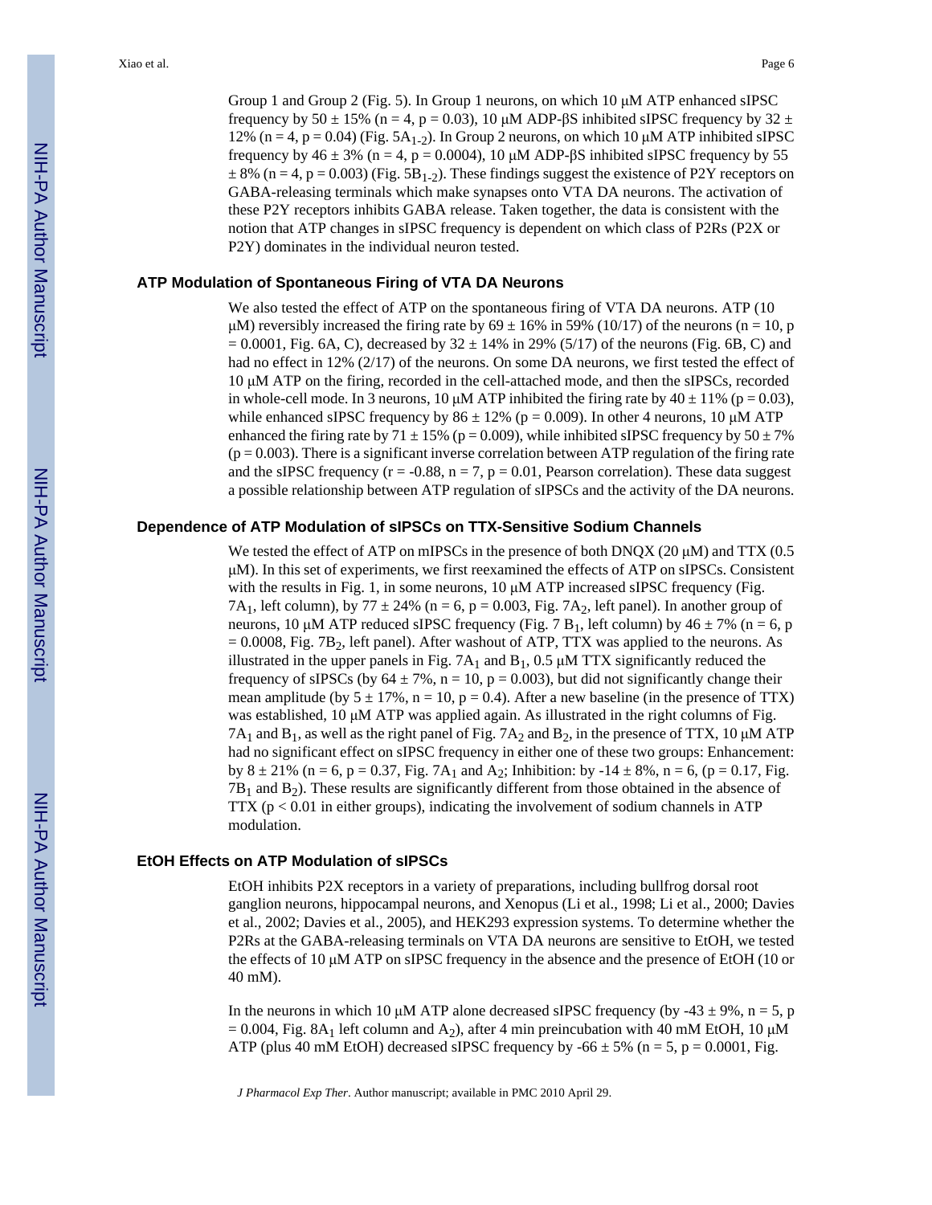Group 1 and Group 2 (Fig. 5). In Group 1 neurons, on which 10 μM ATP enhanced sIPSC frequency by 50 ± 15% (n = 4, p = 0.03), 10 μM ADP-βS inhibited sIPSC frequency by 32 ± 12% (n = 4, p = 0.04) (Fig. $5A_{1-2}$). In Group 2 neurons, on which 10 μM ATP inhibited sIPSC frequency by 46 ± 3% (n = 4, p = 0.0004), 10 μM ADP-βS inhibited sIPSC frequency by 55 ± 8% (n = 4, p = 0.003) (Fig. $5B_{1-2}$). These findings suggest the existence of P2Y receptors on GABA-releasing terminals which make synapses onto VTA DA neurons. The activation of these P2Y receptors inhibits GABA release. Taken together, the data is consistent with the notion that ATP changes in sIPSC frequency is dependent on which class of P2Rs (P2X or P2Y) dominates in the individual neuron tested.

## ATP Modulation of Spontaneous Firing of VTA DA Neurons

We also tested the effect of ATP on the spontaneous firing of VTA DA neurons. ATP (10 μM) reversibly increased the firing rate by 69 ± 16% in 59% (10/17) of the neurons (n = 10, p = 0.0001, Fig. 6A, C), decreased by 32 ± 14% in 29% (5/17) of the neurons (Fig. 6B, C) and had no effect in 12% (2/17) of the neurons. On some DA neurons, we first tested the effect of 10 μM ATP on the firing, recorded in the cell-attached mode, and then the sIPSCs, recorded in whole-cell mode. In 3 neurons, 10 μM ATP inhibited the firing rate by 40 ± 11% (p = 0.03), while enhanced sIPSC frequency by 86 ± 12% (p = 0.009). In other 4 neurons, 10 μM ATP enhanced the firing rate by 71 ± 15% (p = 0.009), while inhibited sIPSC frequency by 50 ± 7% (p = 0.003). There is a significant inverse correlation between ATP regulation of the firing rate and the sIPSC frequency (r = -0.88, n = 7, p = 0.01, Pearson correlation). These data suggest a possible relationship between ATP regulation of sIPSCs and the activity of the DA neurons.

## Dependence of ATP Modulation of sIPSCs on TTX-Sensitive Sodium Channels

We tested the effect of ATP on mIPSCs in the presence of both DNQX (20 μM) and TTX (0.5 μM). In this set of experiments, we first reexamined the effects of ATP on sIPSCs. Consistent with the results in Fig. 1, in some neurons, 10 μM ATP increased sIPSC frequency (Fig. $7A_1$, left column), by 77 ± 24% (n = 6, p = 0.003, Fig. $7A_2$, left panel). In another group of neurons, 10 μM ATP reduced sIPSC frequency (Fig. 7 $B_1$, left column) by 46 ± 7% (n = 6, p = 0.0008, Fig. $7B_2$, left panel). After washout of ATP, TTX was applied to the neurons. As illustrated in the upper panels in Fig. $7A_1$ and $B_1$, 0.5 μM TTX significantly reduced the frequency of sIPSCs (by 64 ± 7%, n = 10, p = 0.003), but did not significantly change their mean amplitude (by 5 ± 17%, n = 10, p = 0.4). After a new baseline (in the presence of TTX) was established, 10 μM ATP was applied again. As illustrated in the right columns of Fig. $7A_1$ and $B_1$, as well as the right panel of Fig. $7A_2$ and $B_2$, in the presence of TTX, 10 μM ATP had no significant effect on sIPSC frequency in either one of these two groups: Enhancement: by 8 ± 21% (n = 6, p = 0.37, Fig. $7A_1$ and $A_2$; Inhibition: by -14 ± 8%, n = 6, (p = 0.17, Fig. $7B_1$ and $B_2$). These results are significantly different from those obtained in the absence of TTX (p < 0.01 in either groups), indicating the involvement of sodium channels in ATP modulation.

## EtOH Effects on ATP Modulation of sIPSCs

EtOH inhibits P2X receptors in a variety of preparations, including bullfrog dorsal root ganglion neurons, hippocampal neurons, and Xenopus (Li et al., 1998; Li et al., 2000; Davies et al., 2002; Davies et al., 2005), and HEK293 expression systems. To determine whether the P2Rs at the GABA-releasing terminals on VTA DA neurons are sensitive to EtOH, we tested the effects of 10 μM ATP on sIPSC frequency in the absence and the presence of EtOH (10 or 40 mM).

In the neurons in which 10 μM ATP alone decreased sIPSC frequency (by -43 ± 9%, n = 5, p = 0.004, Fig. $8A_1$ left column and $A_2$), after 4 min preincubation with 40 mM EtOH, 10 μM ATP (plus 40 mM EtOH) decreased sIPSC frequency by -66 ± 5% (n = 5, p = 0.0001, Fig.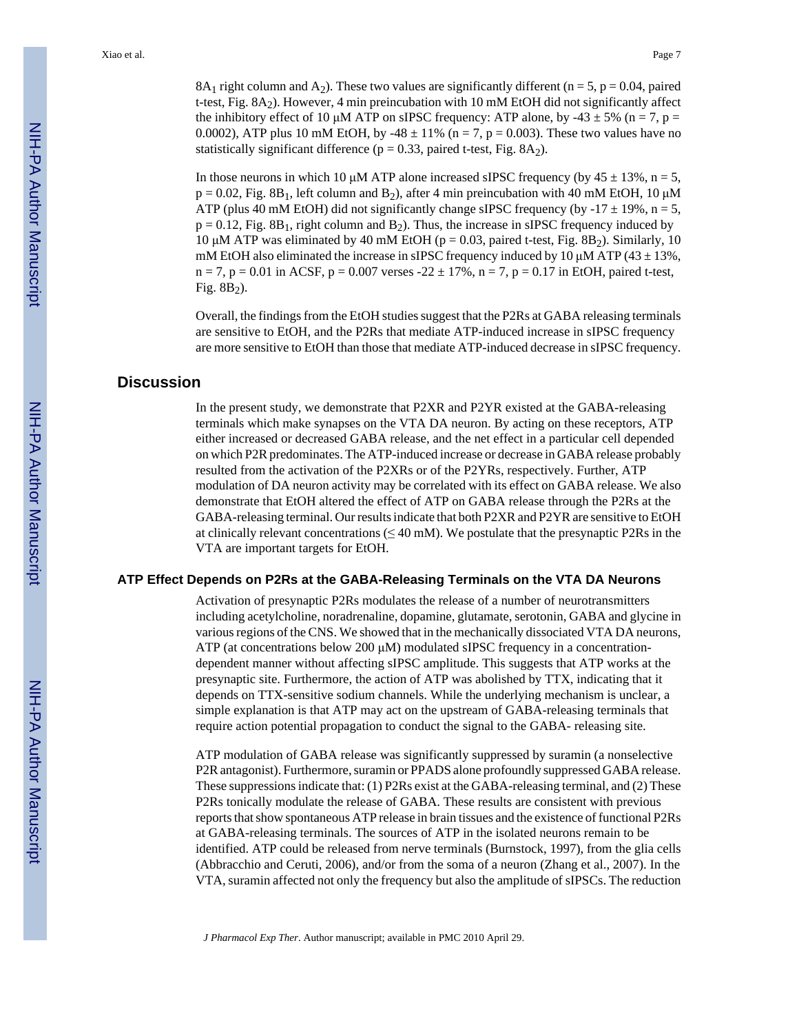$8A_1$ right column and $A_2$). These two values are significantly different (n = 5, p = 0.04, paired t-test, Fig. $8A_2$). However, 4 min preincubation with 10 mM EtOH did not significantly affect the inhibitory effect of 10 μM ATP on sIPSC frequency: ATP alone, by -43 ± 5% (n = 7, p = 0.0002), ATP plus 10 mM EtOH, by -48 ± 11% (n = 7, p = 0.003). These two values have no statistically significant difference (p = 0.33, paired t-test, Fig. $8A_2$).

In those neurons in which 10 μM ATP alone increased sIPSC frequency (by 45 ± 13%, n = 5, p = 0.02, Fig. $8B_1$, left column and $B_2$), after 4 min preincubation with 40 mM EtOH, 10 μM ATP (plus 40 mM EtOH) did not significantly change sIPSC frequency (by -17 ± 19%, n = 5, p = 0.12, Fig. $8B_1$, right column and $B_2$). Thus, the increase in sIPSC frequency induced by 10 μM ATP was eliminated by 40 mM EtOH (p = 0.03, paired t-test, Fig. $8B_2$). Similarly, 10 mM EtOH also eliminated the increase in sIPSC frequency induced by 10 μM ATP (43 ± 13%, n = 7, p = 0.01 in ACSF, p = 0.007 verses -22 ± 17%, n = 7, p = 0.17 in EtOH, paired t-test, Fig. $8B_2$).

Overall, the findings from the EtOH studies suggest that the P2Rs at GABA releasing terminals are sensitive to EtOH, and the P2Rs that mediate ATP-induced increase in sIPSC frequency are more sensitive to EtOH than those that mediate ATP-induced decrease in sIPSC frequency.

## Discussion

In the present study, we demonstrate that P2XR and P2YR existed at the GABA-releasing terminals which make synapses on the VTA DA neuron. By acting on these receptors, ATP either increased or decreased GABA release, and the net effect in a particular cell depended on which P2R predominates. The ATP-induced increase or decrease in GABA release probably resulted from the activation of the P2XRs or of the P2YRs, respectively. Further, ATP modulation of DA neuron activity may be correlated with its effect on GABA release. We also demonstrate that EtOH altered the effect of ATP on GABA release through the P2Rs at the GABA-releasing terminal. Our results indicate that both P2XR and P2YR are sensitive to EtOH at clinically relevant concentrations (≤ 40 mM). We postulate that the presynaptic P2Rs in the VTA are important targets for EtOH.

### ATP Effect Depends on P2Rs at the GABA-Releasing Terminals on the VTA DA Neurons

Activation of presynaptic P2Rs modulates the release of a number of neurotransmitters including acetylcholine, noradrenaline, dopamine, glutamate, serotonin, GABA and glycine in various regions of the CNS. We showed that in the mechanically dissociated VTA DA neurons, ATP (at concentrations below 200 μM) modulated sIPSC frequency in a concentration-dependent manner without affecting sIPSC amplitude. This suggests that ATP works at the presynaptic site. Furthermore, the action of ATP was abolished by TTX, indicating that it depends on TTX-sensitive sodium channels. While the underlying mechanism is unclear, a simple explanation is that ATP may act on the upstream of GABA-releasing terminals that require action potential propagation to conduct the signal to the GABA- releasing site.

ATP modulation of GABA release was significantly suppressed by suramin (a nonselective P2R antagonist). Furthermore, suramin or PPADS alone profoundly suppressed GABA release. These suppressions indicate that: (1) P2Rs exist at the GABA-releasing terminal, and (2) These P2Rs tonically modulate the release of GABA. These results are consistent with previous reports that show spontaneous ATP release in brain tissues and the existence of functional P2Rs at GABA-releasing terminals. The sources of ATP in the isolated neurons remain to be identified. ATP could be released from nerve terminals (Burnstock, 1997), from the glia cells (Abbracchio and Ceruti, 2006), and/or from the soma of a neuron (Zhang et al., 2007). In the VTA, suramin affected not only the frequency but also the amplitude of sIPSCs. The reduction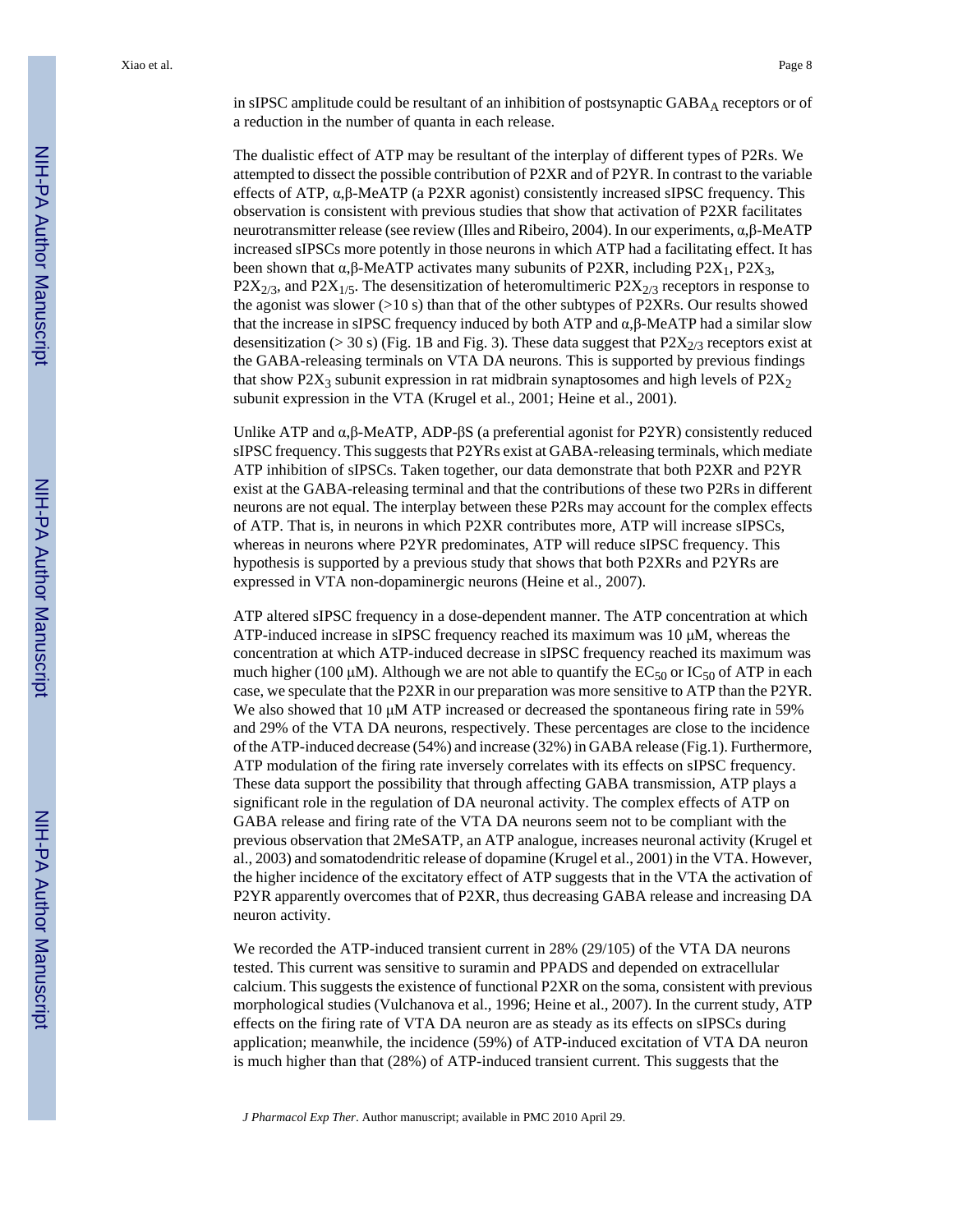in sIPSC amplitude could be resultant of an inhibition of postsynaptic $GABA_A$ receptors or of a reduction in the number of quanta in each release.

The dualistic effect of ATP may be resultant of the interplay of different types of P2Rs. We attempted to dissect the possible contribution of P2XR and of P2YR. In contrast to the variable effects of ATP, α,β-MeATP (a P2XR agonist) consistently increased sIPSC frequency. This observation is consistent with previous studies that show that activation of P2XR facilitates neurotransmitter release (see review (Illes and Ribeiro, 2004). In our experiments, α,β-MeATP increased sIPSCs more potently in those neurons in which ATP had a facilitating effect. It has been shown that α,β-MeATP activates many subunits of P2XR, including $P2X_1$, $P2X_3$, $P2X_{2/3}$, and $P2X_{1/5}$. The desensitization of heteromultimeric $P2X_{2/3}$ receptors in response to the agonist was slower (>10 s) than that of the other subtypes of P2XRs. Our results showed that the increase in sIPSC frequency induced by both ATP and α,β-MeATP had a similar slow desensitization (> 30 s) (Fig. 1B and Fig. 3). These data suggest that $P2X_{2/3}$ receptors exist at the GABA-releasing terminals on VTA DA neurons. This is supported by previous findings that show $P2X_3$ subunit expression in rat midbrain synaptosomes and high levels of $P2X_2$ subunit expression in the VTA (Krugel et al., 2001; Heine et al., 2001).

Unlike ATP and α,β-MeATP, ADP-βS (a preferential agonist for P2YR) consistently reduced sIPSC frequency. This suggests that P2YRs exist at GABA-releasing terminals, which mediate ATP inhibition of sIPSCs. Taken together, our data demonstrate that both P2XR and P2YR exist at the GABA-releasing terminal and that the contributions of these two P2Rs in different neurons are not equal. The interplay between these P2Rs may account for the complex effects of ATP. That is, in neurons in which P2XR contributes more, ATP will increase sIPSCs, whereas in neurons where P2YR predominates, ATP will reduce sIPSC frequency. This hypothesis is supported by a previous study that shows that both P2XRs and P2YRs are expressed in VTA non-dopaminergic neurons (Heine et al., 2007).

ATP altered sIPSC frequency in a dose-dependent manner. The ATP concentration at which ATP-induced increase in sIPSC frequency reached its maximum was 10 μM, whereas the concentration at which ATP-induced decrease in sIPSC frequency reached its maximum was much higher (100 μM). Although we are not able to quantify the $EC_{50}$ or $IC_{50}$ of ATP in each case, we speculate that the P2XR in our preparation was more sensitive to ATP than the P2YR. We also showed that 10 μM ATP increased or decreased the spontaneous firing rate in 59% and 29% of the VTA DA neurons, respectively. These percentages are close to the incidence of the ATP-induced decrease (54%) and increase (32%) in GABA release (Fig.1). Furthermore, ATP modulation of the firing rate inversely correlates with its effects on sIPSC frequency. These data support the possibility that through affecting GABA transmission, ATP plays a significant role in the regulation of DA neuronal activity. The complex effects of ATP on GABA release and firing rate of the VTA DA neurons seem not to be compliant with the previous observation that 2MeSATP, an ATP analogue, increases neuronal activity (Krugel et al., 2003) and somatodendritic release of dopamine (Krugel et al., 2001) in the VTA. However, the higher incidence of the excitatory effect of ATP suggests that in the VTA the activation of P2YR apparently overcomes that of P2XR, thus decreasing GABA release and increasing DA neuron activity.

We recorded the ATP-induced transient current in 28% (29/105) of the VTA DA neurons tested. This current was sensitive to suramin and PPADS and depended on extracellular calcium. This suggests the existence of functional P2XR on the soma, consistent with previous morphological studies (Vulchanova et al., 1996; Heine et al., 2007). In the current study, ATP effects on the firing rate of VTA DA neuron are as steady as its effects on sIPSCs during application; meanwhile, the incidence (59%) of ATP-induced excitation of VTA DA neuron is much higher than that (28%) of ATP-induced transient current. This suggests that the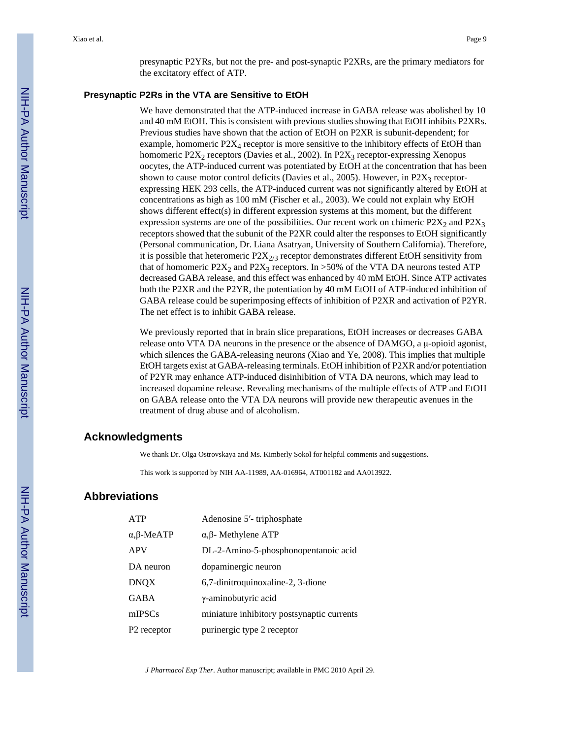presynaptic P2YRs, but not the pre- and post-synaptic P2XRs, are the primary mediators for the excitatory effect of ATP.

### Presynaptic P2Rs in the VTA are Sensitive to EtOH

We have demonstrated that the ATP-induced increase in GABA release was abolished by 10 and 40 mM EtOH. This is consistent with previous studies showing that EtOH inhibits P2XRs. Previous studies have shown that the action of EtOH on P2XR is subunit-dependent; for example, homomeric $P2X_4$ receptor is more sensitive to the inhibitory effects of EtOH than homomeric $P2X_2$ receptors (Davies et al., 2002). In $P2X_3$ receptor-expressing Xenopus oocytes, the ATP-induced current was potentiated by EtOH at the concentration that has been shown to cause motor control deficits (Davies et al., 2005). However, in $P2X_3$ receptor-expressing HEK 293 cells, the ATP-induced current was not significantly altered by EtOH at concentrations as high as 100 mM (Fischer et al., 2003). We could not explain why EtOH shows different effect(s) in different expression systems at this moment, but the different expression systems are one of the possibilities. Our recent work on chimeric $P2X_2$ and $P2X_3$ receptors showed that the subunit of the P2XR could alter the responses to EtOH significantly (Personal communication, Dr. Liana Asatryan, University of Southern California). Therefore, it is possible that heteromeric $P2X_{2/3}$ receptor demonstrates different EtOH sensitivity from that of homomeric $P2X_2$ and $P2X_3$ receptors. In >50% of the VTA DA neurons tested ATP decreased GABA release, and this effect was enhanced by 40 mM EtOH. Since ATP activates both the P2XR and the P2YR, the potentiation by 40 mM EtOH of ATP-induced inhibition of GABA release could be superimposing effects of inhibition of P2XR and activation of P2YR. The net effect is to inhibit GABA release.

We previously reported that in brain slice preparations, EtOH increases or decreases GABA release onto VTA DA neurons in the presence or the absence of DAMGO, a μ-opioid agonist, which silences the GABA-releasing neurons (Xiao and Ye, 2008). This implies that multiple EtOH targets exist at GABA-releasing terminals. EtOH inhibition of P2XR and/or potentiation of P2YR may enhance ATP-induced disinhibition of VTA DA neurons, which may lead to increased dopamine release. Revealing mechanisms of the multiple effects of ATP and EtOH on GABA release onto the VTA DA neurons will provide new therapeutic avenues in the treatment of drug abuse and of alcoholism.

## Acknowledgments

We thank Dr. Olga Ostrovskaya and Ms. Kimberly Sokol for helpful comments and suggestions.

This work is supported by NIH AA-11989, AA-016964, AT001182 and AA013922.

## Abbreviations

| | |
|---|---|
| ATP | Adenosine 5′- triphosphate |
| α,β-MeATP | α,β- Methylene ATP |
| APV | DL-2-Amino-5-phosphonopentanoic acid |
| DA neuron | dopaminergic neuron |
| DNQX | 6,7-dinitroquinoxaline-2, 3-dione |
| GABA | γ-aminobutyric acid |
| mIPSCs | miniature inhibitory postsynaptic currents |
| P2 receptor | purinergic type 2 receptor |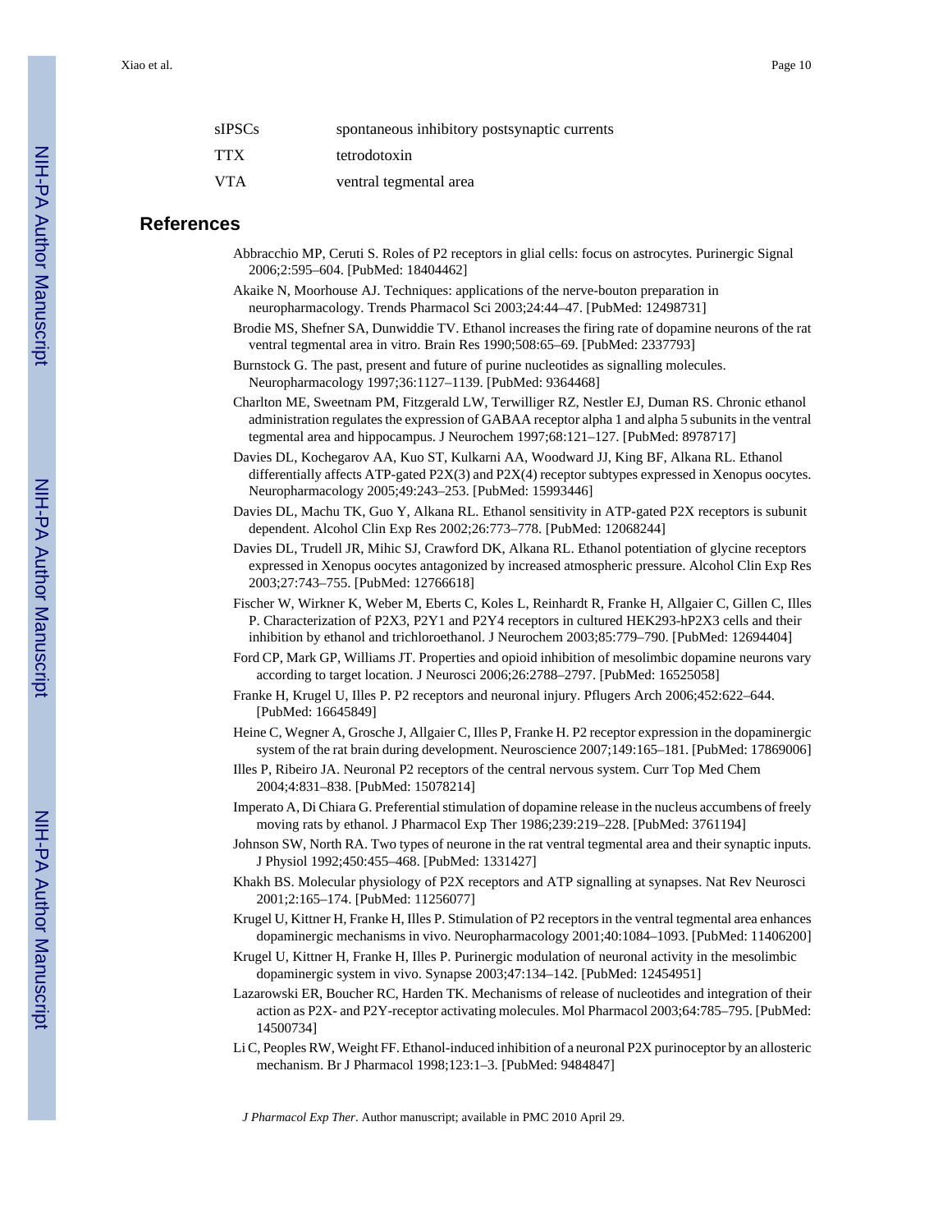| | |
|---|---|
| sIPSCs | spontaneous inhibitory postsynaptic currents |
| TTX | tetrodotoxin |
| VTA | ventral tegmental area |

## References

Abbracchio MP, Ceruti S. Roles of P2 receptors in glial cells: focus on astrocytes. Purinergic Signal 2006;2:595–604. [PubMed: 18404462]

Akaike N, Moorhouse AJ. Techniques: applications of the nerve-bouton preparation in neuropharmacology. Trends Pharmacol Sci 2003;24:44–47. [PubMed: 12498731]

Brodie MS, Shefner SA, Dunwiddie TV. Ethanol increases the firing rate of dopamine neurons of the rat ventral tegmental area in vitro. Brain Res 1990;508:65–69. [PubMed: 2337793]

Burnstock G. The past, present and future of purine nucleotides as signalling molecules. Neuropharmacology 1997;36:1127–1139. [PubMed: 9364468]

Charlton ME, Sweetnam PM, Fitzgerald LW, Terwilliger RZ, Nestler EJ, Duman RS. Chronic ethanol administration regulates the expression of GABAA receptor alpha 1 and alpha 5 subunits in the ventral tegmental area and hippocampus. J Neurochem 1997;68:121–127. [PubMed: 8978717]

Davies DL, Kochegarov AA, Kuo ST, Kulkarni AA, Woodward JJ, King BF, Alkana RL. Ethanol differentially affects ATP-gated P2X(3) and P2X(4) receptor subtypes expressed in Xenopus oocytes. Neuropharmacology 2005;49:243–253. [PubMed: 15993446]

Davies DL, Machu TK, Guo Y, Alkana RL. Ethanol sensitivity in ATP-gated P2X receptors is subunit dependent. Alcohol Clin Exp Res 2002;26:773–778. [PubMed: 12068244]

Davies DL, Trudell JR, Mihic SJ, Crawford DK, Alkana RL. Ethanol potentiation of glycine receptors expressed in Xenopus oocytes antagonized by increased atmospheric pressure. Alcohol Clin Exp Res 2003;27:743–755. [PubMed: 12766618]

Fischer W, Wirkner K, Weber M, Eberts C, Koles L, Reinhardt R, Franke H, Allgaier C, Gillen C, Illes P. Characterization of P2X3, P2Y1 and P2Y4 receptors in cultured HEK293-hP2X3 cells and their inhibition by ethanol and trichloroethanol. J Neurochem 2003;85:779–790. [PubMed: 12694404]

Ford CP, Mark GP, Williams JT. Properties and opioid inhibition of mesolimbic dopamine neurons vary according to target location. J Neurosci 2006;26:2788–2797. [PubMed: 16525058]

Franke H, Krugel U, Illes P. P2 receptors and neuronal injury. Pflugers Arch 2006;452:622–644. [PubMed: 16645849]

Heine C, Wegner A, Grosche J, Allgaier C, Illes P, Franke H. P2 receptor expression in the dopaminergic system of the rat brain during development. Neuroscience 2007;149:165–181. [PubMed: 17869006]

Illes P, Ribeiro JA. Neuronal P2 receptors of the central nervous system. Curr Top Med Chem 2004;4:831–838. [PubMed: 15078214]

Imperato A, Di Chiara G. Preferential stimulation of dopamine release in the nucleus accumbens of freely moving rats by ethanol. J Pharmacol Exp Ther 1986;239:219–228. [PubMed: 3761194]

Johnson SW, North RA. Two types of neurone in the rat ventral tegmental area and their synaptic inputs. J Physiol 1992;450:455–468. [PubMed: 1331427]

Khakh BS. Molecular physiology of P2X receptors and ATP signalling at synapses. Nat Rev Neurosci 2001;2:165–174. [PubMed: 11256077]

Krugel U, Kittner H, Franke H, Illes P. Stimulation of P2 receptors in the ventral tegmental area enhances dopaminergic mechanisms in vivo. Neuropharmacology 2001;40:1084–1093. [PubMed: 11406200]

Krugel U, Kittner H, Franke H, Illes P. Purinergic modulation of neuronal activity in the mesolimbic dopaminergic system in vivo. Synapse 2003;47:134–142. [PubMed: 12454951]

Lazarowski ER, Boucher RC, Harden TK. Mechanisms of release of nucleotides and integration of their action as P2X- and P2Y-receptor activating molecules. Mol Pharmacol 2003;64:785–795. [PubMed: 14500734]

Li C, Peoples RW, Weight FF. Ethanol-induced inhibition of a neuronal P2X purinoceptor by an allosteric mechanism. Br J Pharmacol 1998;123:1–3. [PubMed: 9484847]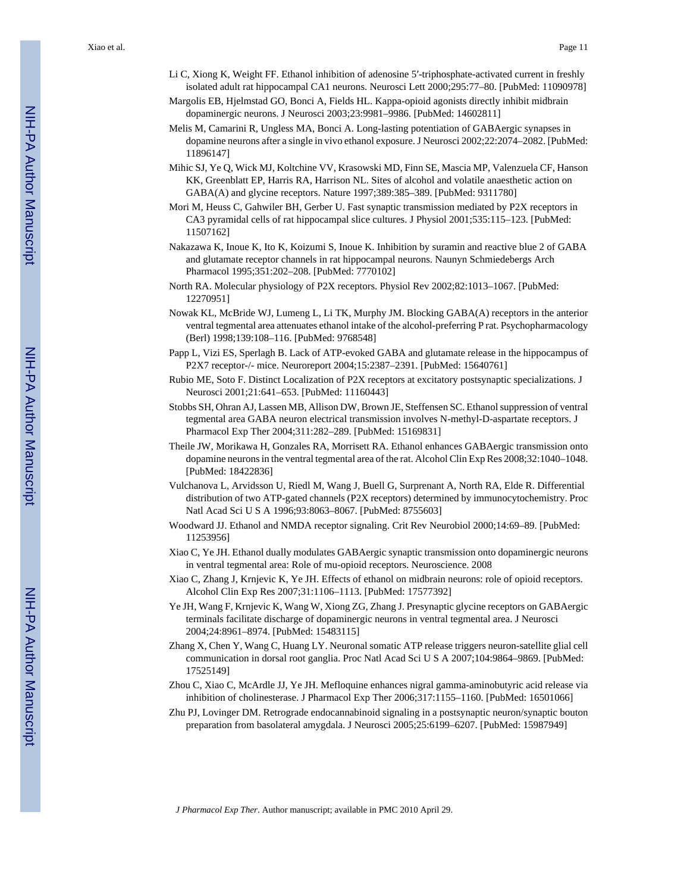Li C, Xiong K, Weight FF. Ethanol inhibition of adenosine 5′-triphosphate-activated current in freshly isolated adult rat hippocampal CA1 neurons. Neurosci Lett 2000;295:77–80. [PubMed: 11090978]

Margolis EB, Hjelmstad GO, Bonci A, Fields HL. Kappa-opioid agonists directly inhibit midbrain dopaminergic neurons. J Neurosci 2003;23:9981–9986. [PubMed: 14602811]

Melis M, Camarini R, Ungless MA, Bonci A. Long-lasting potentiation of GABAergic synapses in dopamine neurons after a single in vivo ethanol exposure. J Neurosci 2002;22:2074–2082. [PubMed: 11896147]

Mihic SJ, Ye Q, Wick MJ, Koltchine VV, Krasowski MD, Finn SE, Mascia MP, Valenzuela CF, Hanson KK, Greenblatt EP, Harris RA, Harrison NL. Sites of alcohol and volatile anaesthetic action on GABA(A) and glycine receptors. Nature 1997;389:385–389. [PubMed: 9311780]

Mori M, Heuss C, Gahwiler BH, Gerber U. Fast synaptic transmission mediated by P2X receptors in CA3 pyramidal cells of rat hippocampal slice cultures. J Physiol 2001;535:115–123. [PubMed: 11507162]

Nakazawa K, Inoue K, Ito K, Koizumi S, Inoue K. Inhibition by suramin and reactive blue 2 of GABA and glutamate receptor channels in rat hippocampal neurons. Naunyn Schmiedebergs Arch Pharmacol 1995;351:202–208. [PubMed: 7770102]

North RA. Molecular physiology of P2X receptors. Physiol Rev 2002;82:1013–1067. [PubMed: 12270951]

Nowak KL, McBride WJ, Lumeng L, Li TK, Murphy JM. Blocking GABA(A) receptors in the anterior ventral tegmental area attenuates ethanol intake of the alcohol-preferring P rat. Psychopharmacology (Berl) 1998;139:108–116. [PubMed: 9768548]

Papp L, Vizi ES, Sperlagh B. Lack of ATP-evoked GABA and glutamate release in the hippocampus of P2X7 receptor-/- mice. Neuroreport 2004;15:2387–2391. [PubMed: 15640761]

Rubio ME, Soto F. Distinct Localization of P2X receptors at excitatory postsynaptic specializations. J Neurosci 2001;21:641–653. [PubMed: 11160443]

Stobbs SH, Ohran AJ, Lassen MB, Allison DW, Brown JE, Steffensen SC. Ethanol suppression of ventral tegmental area GABA neuron electrical transmission involves N-methyl-D-aspartate receptors. J Pharmacol Exp Ther 2004;311:282–289. [PubMed: 15169831]

Theile JW, Morikawa H, Gonzales RA, Morrisett RA. Ethanol enhances GABAergic transmission onto dopamine neurons in the ventral tegmental area of the rat. Alcohol Clin Exp Res 2008;32:1040–1048. [PubMed: 18422836]

Vulchanova L, Arvidsson U, Riedl M, Wang J, Buell G, Surprenant A, North RA, Elde R. Differential distribution of two ATP-gated channels (P2X receptors) determined by immunocytochemistry. Proc Natl Acad Sci U S A 1996;93:8063–8067. [PubMed: 8755603]

Woodward JJ. Ethanol and NMDA receptor signaling. Crit Rev Neurobiol 2000;14:69–89. [PubMed: 11253956]

Xiao C, Ye JH. Ethanol dually modulates GABAergic synaptic transmission onto dopaminergic neurons in ventral tegmental area: Role of mu-opioid receptors. Neuroscience. 2008

Xiao C, Zhang J, Krnjevic K, Ye JH. Effects of ethanol on midbrain neurons: role of opioid receptors. Alcohol Clin Exp Res 2007;31:1106–1113. [PubMed: 17577392]

Ye JH, Wang F, Krnjevic K, Wang W, Xiong ZG, Zhang J. Presynaptic glycine receptors on GABAergic terminals facilitate discharge of dopaminergic neurons in ventral tegmental area. J Neurosci 2004;24:8961–8974. [PubMed: 15483115]

Zhang X, Chen Y, Wang C, Huang LY. Neuronal somatic ATP release triggers neuron-satellite glial cell communication in dorsal root ganglia. Proc Natl Acad Sci U S A 2007;104:9864–9869. [PubMed: 17525149]

Zhou C, Xiao C, McArdle JJ, Ye JH. Mefloquine enhances nigral gamma-aminobutyric acid release via inhibition of cholinesterase. J Pharmacol Exp Ther 2006;317:1155–1160. [PubMed: 16501066]

Zhu PJ, Lovinger DM. Retrograde endocannabinoid signaling in a postsynaptic neuron/synaptic bouton preparation from basolateral amygdala. J Neurosci 2005;25:6199–6207. [PubMed: 15987949]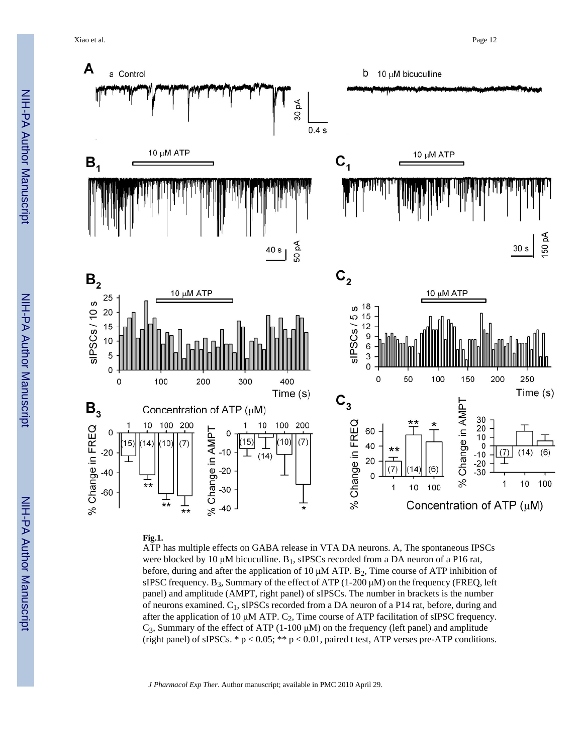**Fig.1.**

ATP has multiple effects on GABA release in VTA DA neurons. A, The spontaneous IPSCs were blocked by 10 μM bicuculline. $B_1$, sIPSCs recorded from a DA neuron of a P16 rat, before, during and after the application of 10 μM ATP. $B_2$, Time course of ATP inhibition of sIPSC frequency. $B_3$, Summary of the effect of ATP (1-200 μM) on the frequency (FREQ, left panel) and amplitude (AMPT, right panel) of sIPSCs. The number in brackets is the number of neurons examined. $C_1$, sIPSCs recorded from a DA neuron of a P14 rat, before, during and after the application of 10 μM ATP. $C_2$, Time course of ATP facilitation of sIPSC frequency. $C_3$, Summary of the effect of ATP (1-100 μM) on the frequency (left panel) and amplitude (right panel) of sIPSCs. * $p < 0.05$; ** $p < 0.01$, paired t test, ATP verses pre-ATP conditions.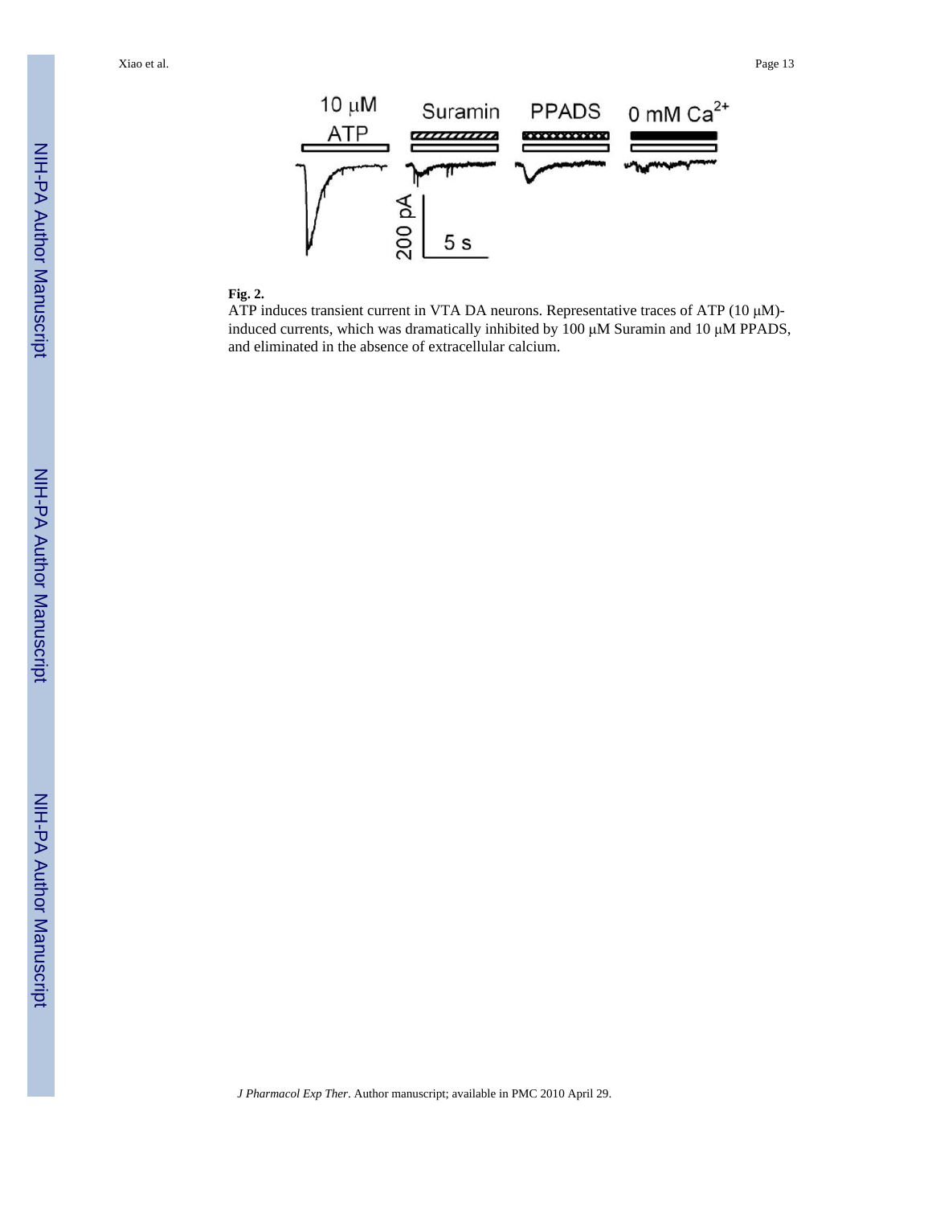**Fig. 2.**

ATP induces transient current in VTA DA neurons. Representative traces of ATP (10 μM)-induced currents, which was dramatically inhibited by 100 μM Suramin and 10 μM PPADS, and eliminated in the absence of extracellular calcium.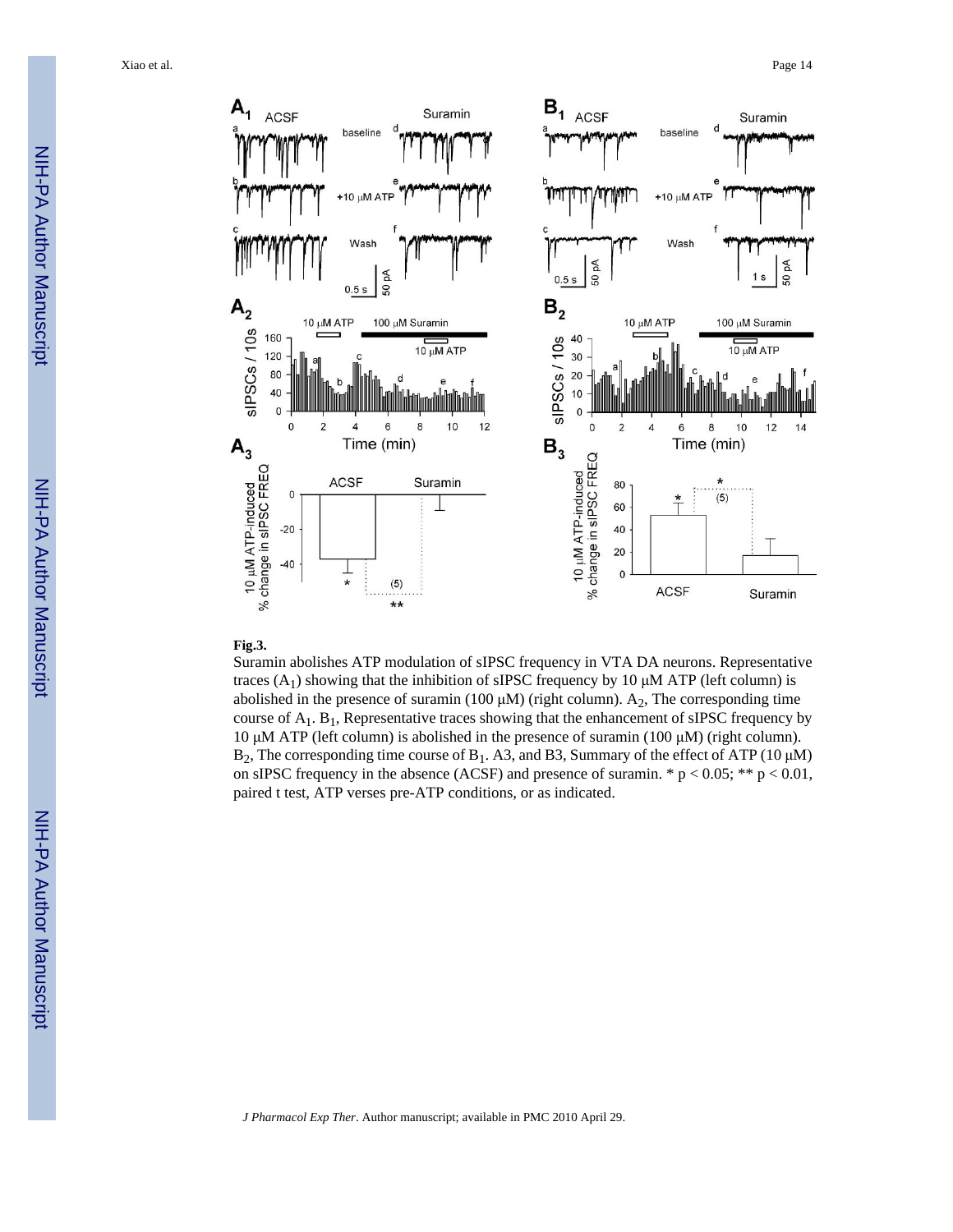**Fig.3.**

Suramin abolishes ATP modulation of sIPSC frequency in VTA DA neurons. Representative traces ($A_1$) showing that the inhibition of sIPSC frequency by 10 μM ATP (left column) is abolished in the presence of suramin (100 μM) (right column). $A_2$, The corresponding time course of $A_1$. $B_1$, Representative traces showing that the enhancement of sIPSC frequency by 10 μM ATP (left column) is abolished in the presence of suramin (100 μM) (right column). $B_2$, The corresponding time course of $B_1$. A3, and B3, Summary of the effect of ATP (10 μM) on sIPSC frequency in the absence (ACSF) and presence of suramin. * $p < 0.05$; ** $p < 0.01$, paired t test, ATP verses pre-ATP conditions, or as indicated.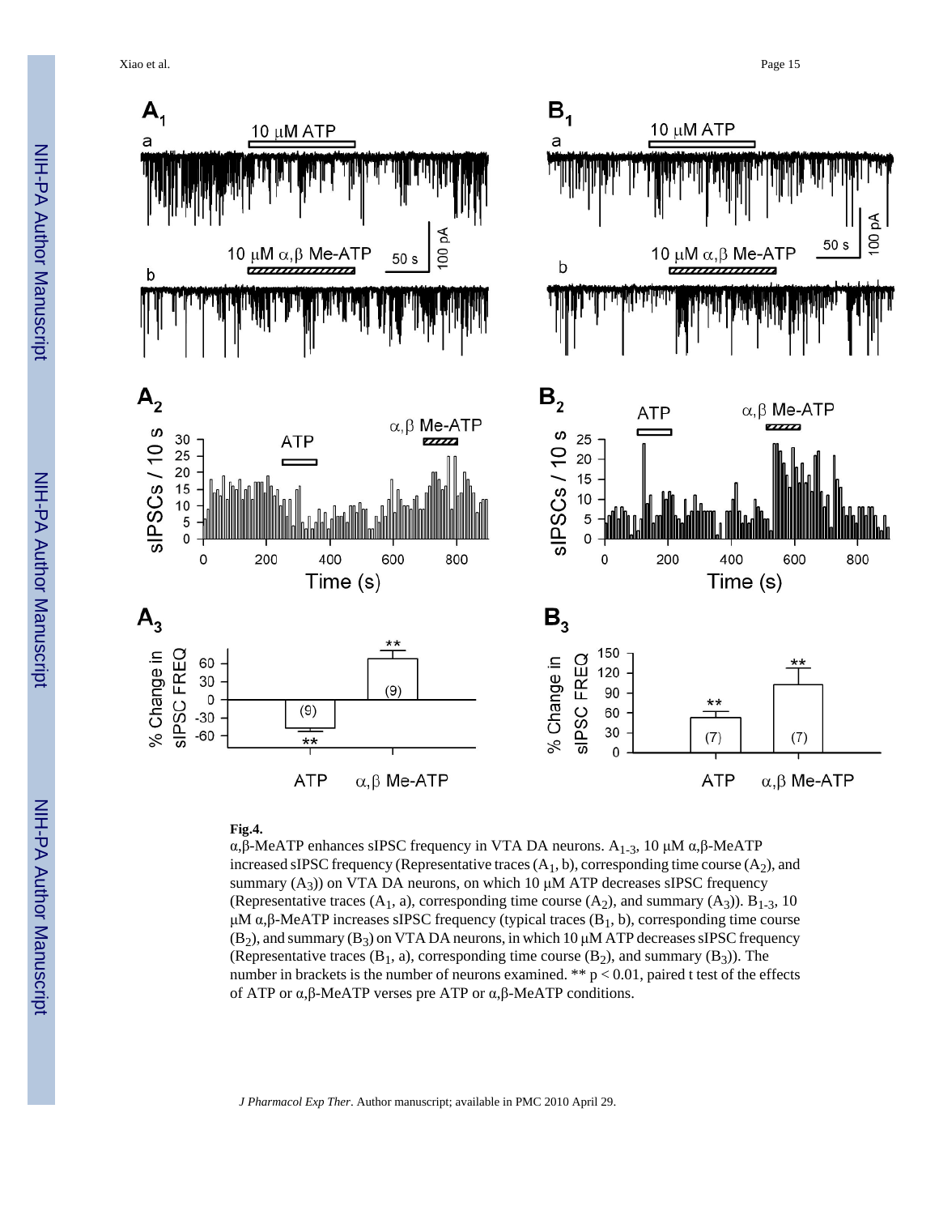**Fig.4.**

α,β-MeATP enhances sIPSC frequency in VTA DA neurons. $A_{1\text{-}3}$, 10 μM α,β-MeATP increased sIPSC frequency (Representative traces ($A_1$, b), corresponding time course ($A_2$), and summary ($A_3$)) on VTA DA neurons, on which 10 μM ATP decreases sIPSC frequency (Representative traces ($A_1$, a), corresponding time course ($A_2$), and summary ($A_3$)). $B_{1\text{-}3}$, 10 μM α,β-MeATP increases sIPSC frequency (typical traces ($B_1$, b), corresponding time course ($B_2$), and summary ($B_3$)) on VTA DA neurons, in which 10 μM ATP decreases sIPSC frequency (Representative traces ($B_1$, a), corresponding time course ($B_2$), and summary ($B_3$)). The number in brackets is the number of neurons examined. ** $p < 0.01$, paired t test of the effects of ATP or α,β-MeATP verses pre ATP or α,β-MeATP conditions.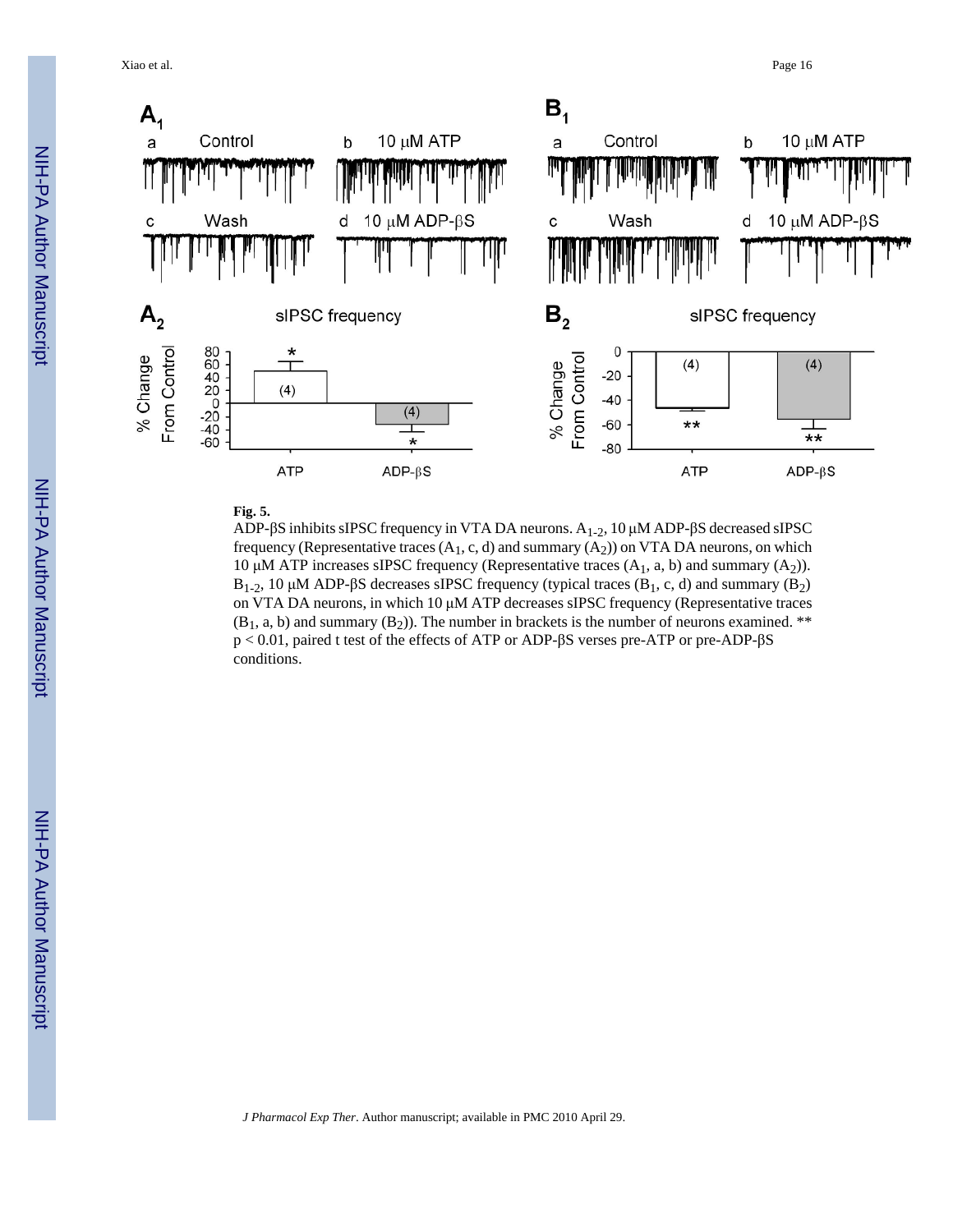**Fig. 5.**

ADP-βS inhibits sIPSC frequency in VTA DA neurons. $A_{1\text{-}2}$, 10 μM ADP-βS decreased sIPSC frequency (Representative traces ($A_1$, c, d) and summary ($A_2$)) on VTA DA neurons, on which 10 μM ATP increases sIPSC frequency (Representative traces ($A_1$, a, b) and summary ($A_2$)). $B_{1\text{-}2}$, 10 μM ADP-βS decreases sIPSC frequency (typical traces ($B_1$, c, d) and summary ($B_2$) on VTA DA neurons, in which 10 μM ATP decreases sIPSC frequency (Representative traces ($B_1$, a, b) and summary ($B_2$)). The number in brackets is the number of neurons examined. ** $p < 0.01$, paired t test of the effects of ATP or ADP-βS verses pre-ATP or pre-ADP-βS conditions.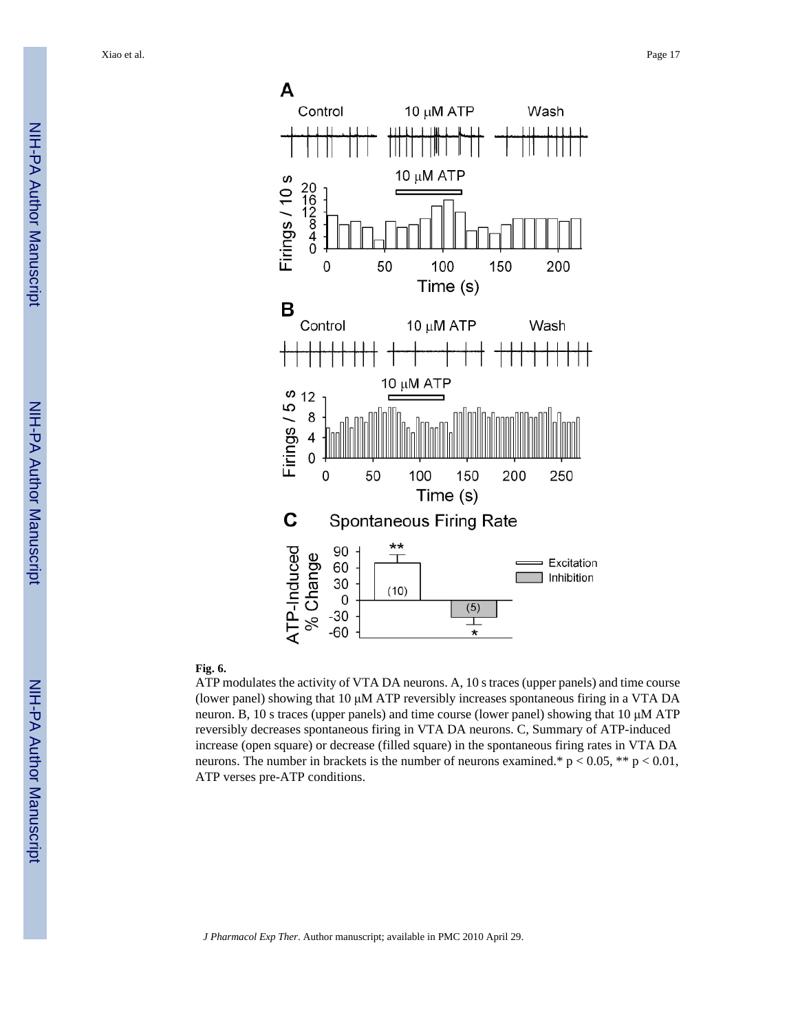**Fig. 6.**

ATP modulates the activity of VTA DA neurons. A, 10 s traces (upper panels) and time course (lower panel) showing that 10 μM ATP reversibly increases spontaneous firing in a VTA DA neuron. B, 10 s traces (upper panels) and time course (lower panel) showing that 10 μM ATP reversibly decreases spontaneous firing in VTA DA neurons. C, Summary of ATP-induced increase (open square) or decrease (filled square) in the spontaneous firing rates in VTA DA neurons. The number in brackets is the number of neurons examined.* $p < 0.05$, ** $p < 0.01$, ATP verses pre-ATP conditions.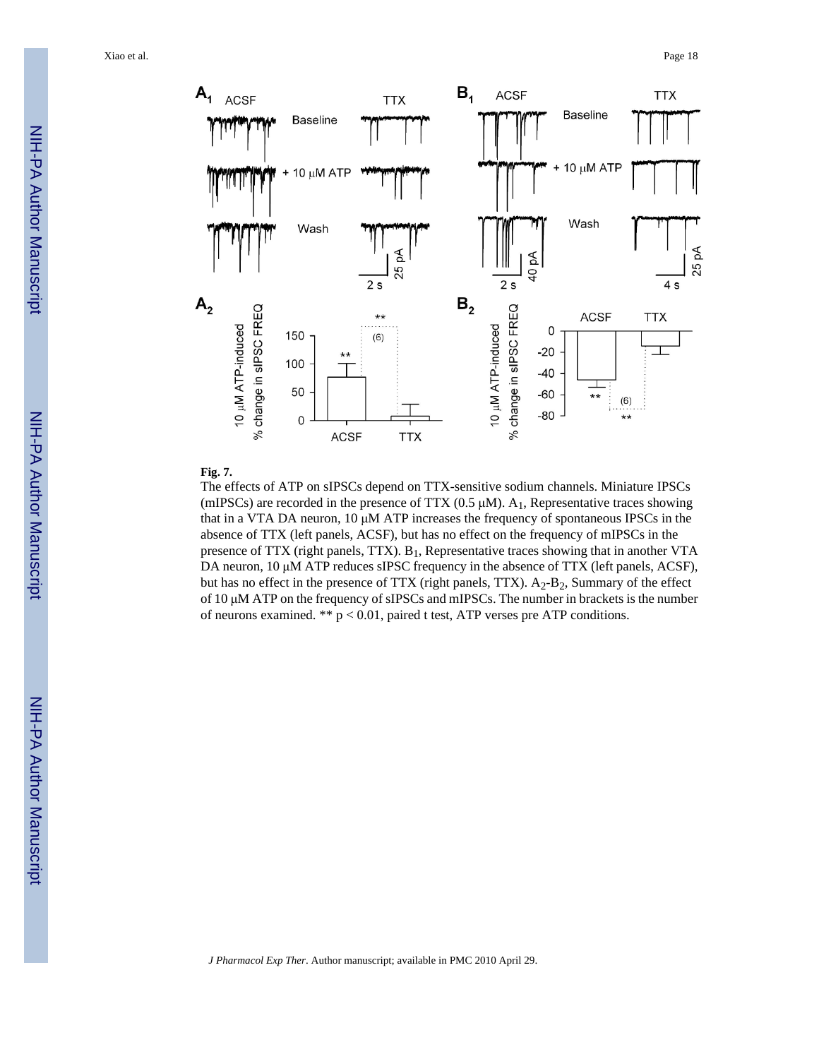**Fig. 7.**

The effects of ATP on sIPSCs depend on TTX-sensitive sodium channels. Miniature IPSCs (mIPSCs) are recorded in the presence of TTX (0.5 μM). $A_1$, Representative traces showing that in a VTA DA neuron, 10 μM ATP increases the frequency of spontaneous IPSCs in the absence of TTX (left panels, ACSF), but has no effect on the frequency of mIPSCs in the presence of TTX (right panels, TTX). $B_1$, Representative traces showing that in another VTA DA neuron, 10 μM ATP reduces sIPSC frequency in the absence of TTX (left panels, ACSF), but has no effect in the presence of TTX (right panels, TTX). $A_2$-$B_2$, Summary of the effect of 10 μM ATP on the frequency of sIPSCs and mIPSCs. The number in brackets is the number of neurons examined. ** $p < 0.01$, paired t test, ATP verses pre ATP conditions.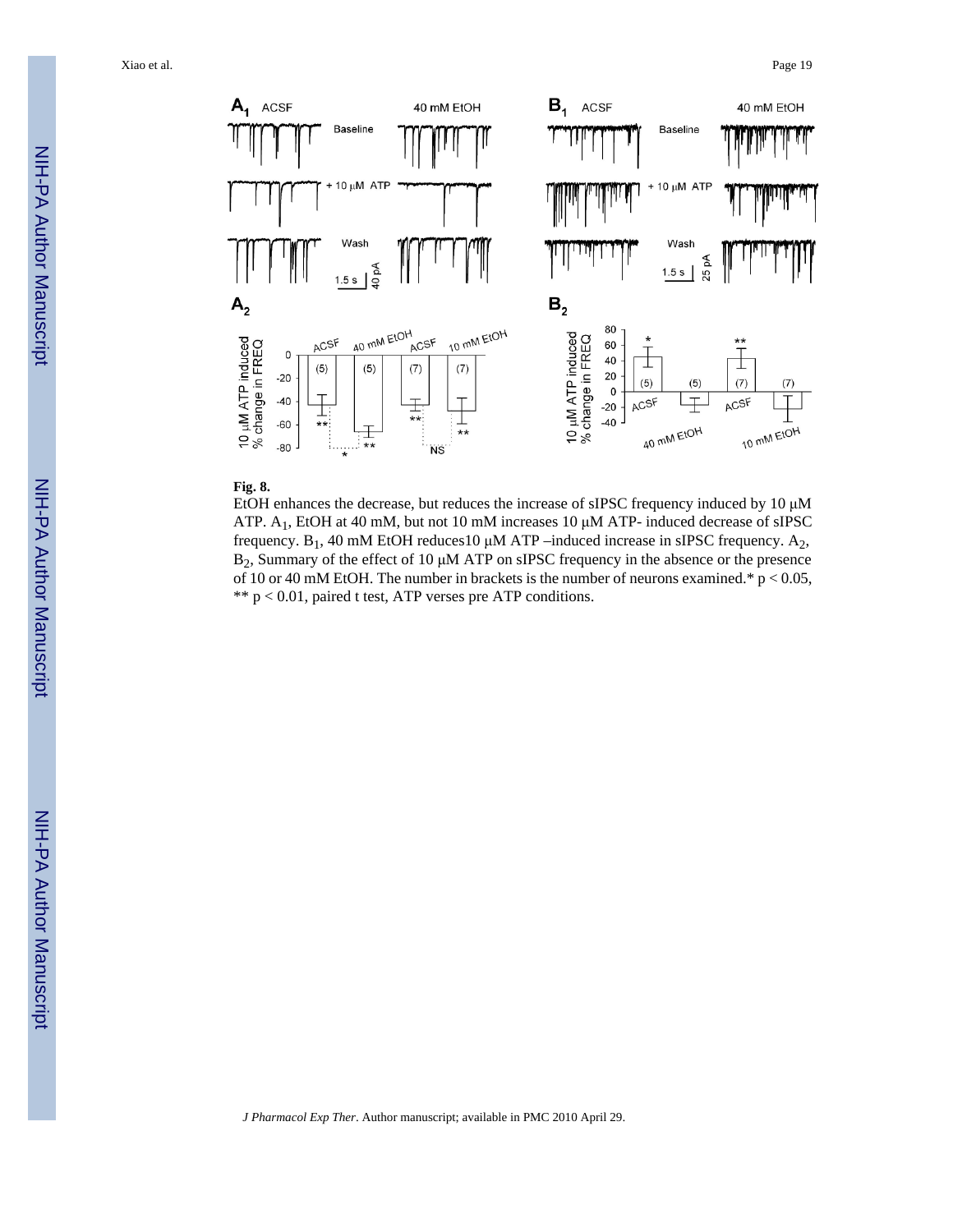A1 ACSF 40 mM EtOH

Baseline

+ 10 μM ATP

Wash

1.5 s 40 pA

B1 ACSF 40 mM EtOH

Baseline

+ 10 μM ATP

Wash

1.5 s 25 pA

A2

10 μM ATP induced % change in FREQ

ACSF 40 mM EtOH ACSF 10 mM EtOH

0 -20 -40 -60 -80

(5) (5) (7) (7)

** * ** ** NS **

B2

10 μM ATP induced % change in FREQ

80 60 40 20 0 -20 -40

* **

(5) (5) (7) (7)

ACSF 40 mM EtOH ACSF 10 mM EtOH

**Fig. 8.**

EtOH enhances the decrease, but reduces the increase of sIPSC frequency induced by 10 μM ATP. $A_1$, EtOH at 40 mM, but not 10 mM increases 10 μM ATP- induced decrease of sIPSC frequency. $B_1$, 40 mM EtOH reduces10 μM ATP –induced increase in sIPSC frequency. $A_2$, $B_2$, Summary of the effect of 10 μM ATP on sIPSC frequency in the absence or the presence of 10 or 40 mM EtOH. The number in brackets is the number of neurons examined.* $p < 0.05$, ** $p < 0.01$, paired t test, ATP verses pre ATP conditions.